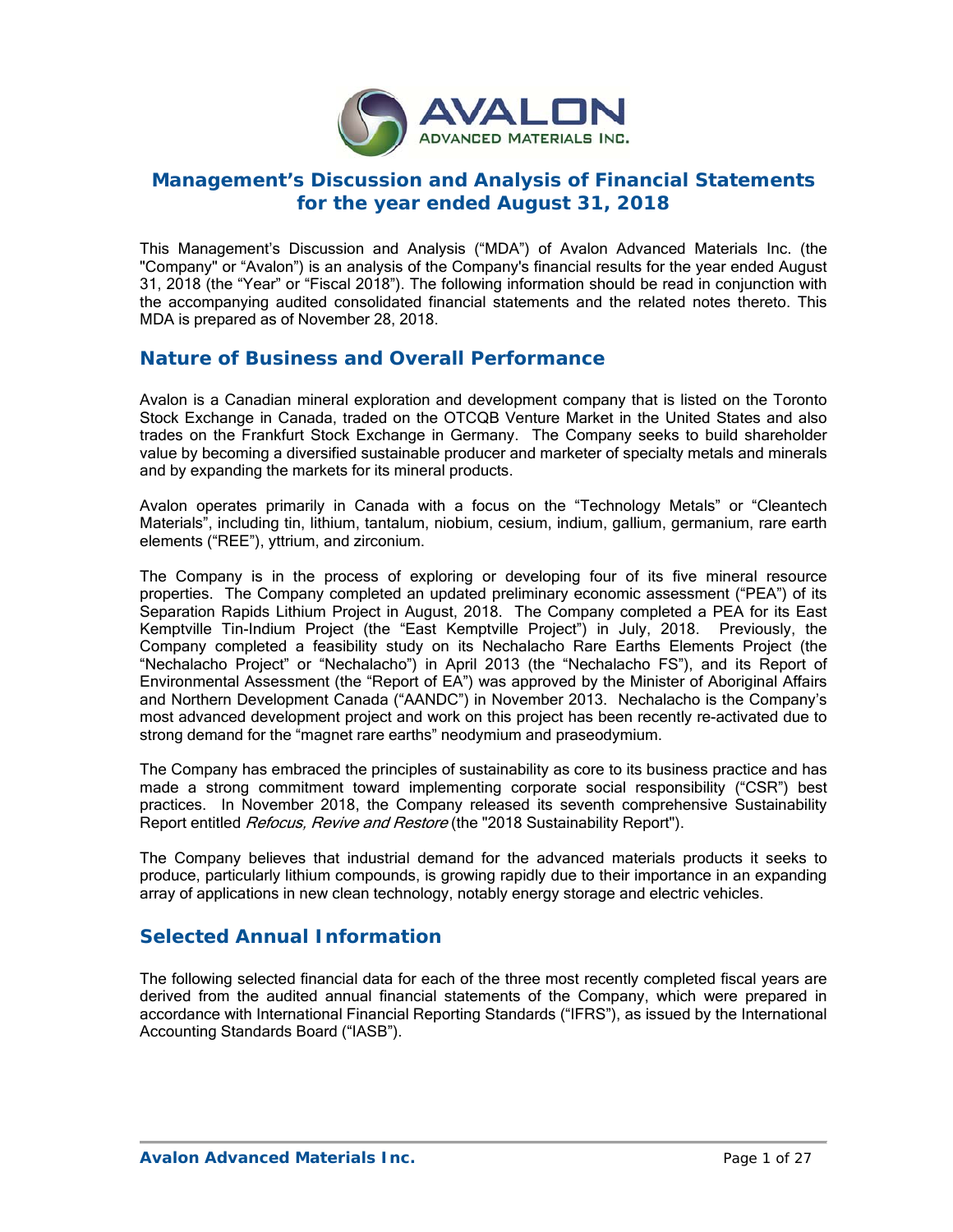# Management's Discussion and Analysis of Financial Statements for the year ended August 31, 2018

This Management's Discussion and Analysis ("MDA") of Avalon Advanced Materials Inc. (the "Company" or "Avalon") is an analysis of the Company's financial results for the year ended August 31, 2018 (the "Year" or "Fiscal 2018"). The following information should be read in conjunction with the accompanying audited consolidated financial statements and the related notes thereto. This MDA is prepared as of November 28, 2018.

## Nature of Business and Overall Performance

Avalon is a Canadian mineral exploration and development company that is listed on the Toronto Stock Exchange in Canada, traded on the OTCQB Venture Market in the United States and also trades on the Frankfurt Stock Exchange in Germany. The Company seeks to build shareholder value by becoming a diversified sustainable producer and marketer of specialty metals and minerals and by expanding the markets for its mineral products.

Avalon operates primarily in Canada with a focus on the "Technology Metals" or "Cleantech Materials", including tin, lithium, tantalum, niobium, cesium, indium, gallium, germanium, rare earth elements ("REE"), yttrium, and zirconium.

The Company is in the process of exploring or developing four of its five mineral resource properties. The Company completed an updated preliminary economic assessment ("PEA") of its Separation Rapids Lithium Project in August, 2018. The Company completed a PEA for its East Kemptville Tin-Indium Project (the "East Kemptville Project") in July, 2018. Previously, the Company completed a feasibility study on its Nechalacho Rare Earths Elements Project (the "Nechalacho Project" or "Nechalacho") in April 2013 (the "Nechalacho FS"), and its Report of Environmental Assessment (the "Report of EA") was approved by the Minister of Aboriginal Affairs and Northern Development Canada ("AANDC") in November 2013. Nechalacho is the Company's most advanced development project and work on this project has been recently re-activated due to strong demand for the "magnet rare earths" neodymium and praseodymium.

The Company has embraced the principles of sustainability as core to its business practice and has made a strong commitment toward implementing corporate social responsibility ("CSR") best practices. In November 2018, the Company released its seventh comprehensive Sustainability Report entitled *Refocus, Revive and Restore* (the "2018 Sustainability Report").

The Company believes that industrial demand for the advanced materials products it seeks to produce, particularly lithium compounds, is growing rapidly due to their importance in an expanding array of applications in new clean technology, notably energy storage and electric vehicles.

## Selected Annual Information

The following selected financial data for each of the three most recently completed fiscal years are derived from the audited annual financial statements of the Company, which were prepared in accordance with International Financial Reporting Standards ("IFRS"), as issued by the International Accounting Standards Board ("IASB").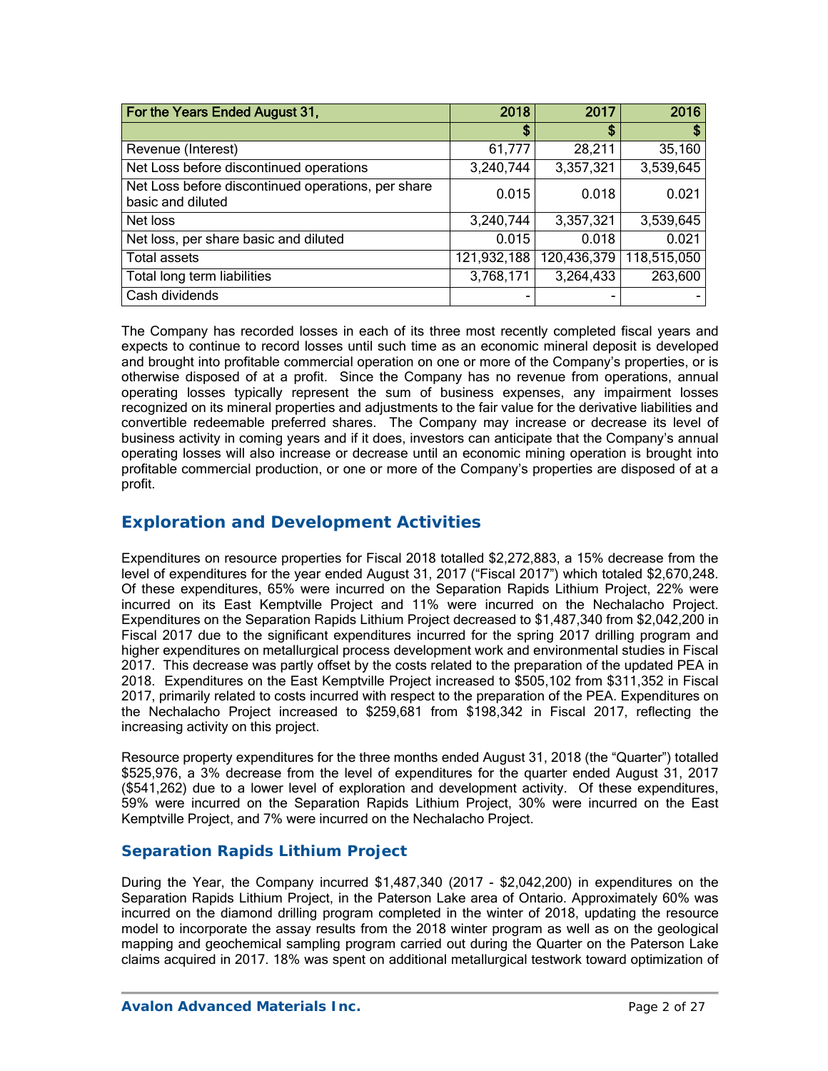| For the Years Ended August 31, | 2018 | 2017 | 2016 |
|---|---|---|---|
| | $ | $ | $ |
| Revenue (Interest) | 61,777 | 28,211 | 35,160 |
| Net Loss before discontinued operations | 3,240,744 | 3,357,321 | 3,539,645 |
| Net Loss before discontinued operations, per share basic and diluted | 0.015 | 0.018 | 0.021 |
| Net loss | 3,240,744 | 3,357,321 | 3,539,645 |
| Net loss, per share basic and diluted | 0.015 | 0.018 | 0.021 |
| Total assets | 121,932,188 | 120,436,379 | 118,515,050 |
| Total long term liabilities | 3,768,171 | 3,264,433 | 263,600 |
| Cash dividends | - | - | - |

The Company has recorded losses in each of its three most recently completed fiscal years and expects to continue to record losses until such time as an economic mineral deposit is developed and brought into profitable commercial operation on one or more of the Company's properties, or is otherwise disposed of at a profit. Since the Company has no revenue from operations, annual operating losses typically represent the sum of business expenses, any impairment losses recognized on its mineral properties and adjustments to the fair value for the derivative liabilities and convertible redeemable preferred shares. The Company may increase or decrease its level of business activity in coming years and if it does, investors can anticipate that the Company's annual operating losses will also increase or decrease until an economic mining operation is brought into profitable commercial production, or one or more of the Company's properties are disposed of at a profit.

## Exploration and Development Activities

Expenditures on resource properties for Fiscal 2018 totalled $2,272,883, a 15% decrease from the level of expenditures for the year ended August 31, 2017 ("Fiscal 2017") which totaled $2,670,248. Of these expenditures, 65% were incurred on the Separation Rapids Lithium Project, 22% were incurred on its East Kemptville Project and 11% were incurred on the Nechalacho Project. Expenditures on the Separation Rapids Lithium Project decreased to $1,487,340 from $2,042,200 in Fiscal 2017 due to the significant expenditures incurred for the spring 2017 drilling program and higher expenditures on metallurgical process development work and environmental studies in Fiscal 2017. This decrease was partly offset by the costs related to the preparation of the updated PEA in 2018. Expenditures on the East Kemptville Project increased to $505,102 from $311,352 in Fiscal 2017, primarily related to costs incurred with respect to the preparation of the PEA. Expenditures on the Nechalacho Project increased to $259,681 from $198,342 in Fiscal 2017, reflecting the increasing activity on this project.

Resource property expenditures for the three months ended August 31, 2018 (the "Quarter") totalled $525,976, a 3% decrease from the level of expenditures for the quarter ended August 31, 2017 ($541,262) due to a lower level of exploration and development activity. Of these expenditures, 59% were incurred on the Separation Rapids Lithium Project, 30% were incurred on the East Kemptville Project, and 7% were incurred on the Nechalacho Project.

### Separation Rapids Lithium Project

During the Year, the Company incurred $1,487,340 (2017 - $2,042,200) in expenditures on the Separation Rapids Lithium Project, in the Paterson Lake area of Ontario. Approximately 60% was incurred on the diamond drilling program completed in the winter of 2018, updating the resource model to incorporate the assay results from the 2018 winter program as well as on the geological mapping and geochemical sampling program carried out during the Quarter on the Paterson Lake claims acquired in 2017. 18% was spent on additional metallurgical testwork toward optimization of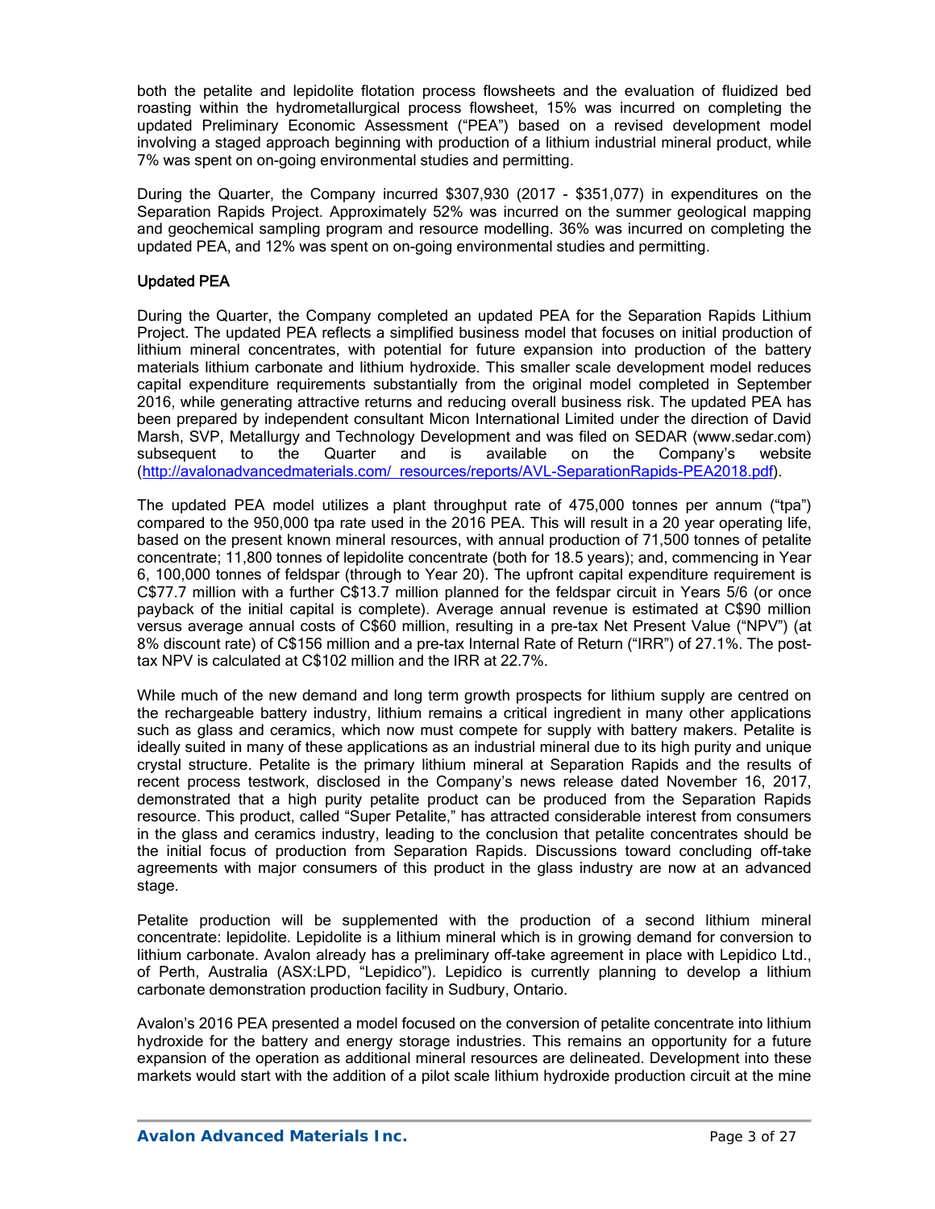both the petalite and lepidolite flotation process flowsheets and the evaluation of fluidized bed roasting within the hydrometallurgical process flowsheet, 15% was incurred on completing the updated Preliminary Economic Assessment ("PEA") based on a revised development model involving a staged approach beginning with production of a lithium industrial mineral product, while 7% was spent on on-going environmental studies and permitting.

During the Quarter, the Company incurred $307,930 (2017 - $351,077) in expenditures on the Separation Rapids Project. Approximately 52% was incurred on the summer geological mapping and geochemical sampling program and resource modelling. 36% was incurred on completing the updated PEA, and 12% was spent on on-going environmental studies and permitting.

## Updated PEA

During the Quarter, the Company completed an updated PEA for the Separation Rapids Lithium Project. The updated PEA reflects a simplified business model that focuses on initial production of lithium mineral concentrates, with potential for future expansion into production of the battery materials lithium carbonate and lithium hydroxide. This smaller scale development model reduces capital expenditure requirements substantially from the original model completed in September 2016, while generating attractive returns and reducing overall business risk. The updated PEA has been prepared by independent consultant Micon International Limited under the direction of David Marsh, SVP, Metallurgy and Technology Development and was filed on SEDAR (www.sedar.com) subsequent to the Quarter and is available on the Company's website (http://avalonadvancedmaterials.com/_resources/reports/AVL-SeparationRapids-PEA2018.pdf).

The updated PEA model utilizes a plant throughput rate of 475,000 tonnes per annum ("tpa") compared to the 950,000 tpa rate used in the 2016 PEA. This will result in a 20 year operating life, based on the present known mineral resources, with annual production of 71,500 tonnes of petalite concentrate; 11,800 tonnes of lepidolite concentrate (both for 18.5 years); and, commencing in Year 6, 100,000 tonnes of feldspar (through to Year 20). The upfront capital expenditure requirement is C$77.7 million with a further C$13.7 million planned for the feldspar circuit in Years 5/6 (or once payback of the initial capital is complete). Average annual revenue is estimated at C$90 million versus average annual costs of C$60 million, resulting in a pre-tax Net Present Value ("NPV") (at 8% discount rate) of C$156 million and a pre-tax Internal Rate of Return ("IRR") of 27.1%. The post-tax NPV is calculated at C$102 million and the IRR at 22.7%.

While much of the new demand and long term growth prospects for lithium supply are centred on the rechargeable battery industry, lithium remains a critical ingredient in many other applications such as glass and ceramics, which now must compete for supply with battery makers. Petalite is ideally suited in many of these applications as an industrial mineral due to its high purity and unique crystal structure. Petalite is the primary lithium mineral at Separation Rapids and the results of recent process testwork, disclosed in the Company's news release dated November 16, 2017, demonstrated that a high purity petalite product can be produced from the Separation Rapids resource. This product, called "Super Petalite," has attracted considerable interest from consumers in the glass and ceramics industry, leading to the conclusion that petalite concentrates should be the initial focus of production from Separation Rapids. Discussions toward concluding off-take agreements with major consumers of this product in the glass industry are now at an advanced stage.

Petalite production will be supplemented with the production of a second lithium mineral concentrate: lepidolite. Lepidolite is a lithium mineral which is in growing demand for conversion to lithium carbonate. Avalon already has a preliminary off-take agreement in place with Lepidico Ltd., of Perth, Australia (ASX:LPD, "Lepidico"). Lepidico is currently planning to develop a lithium carbonate demonstration production facility in Sudbury, Ontario.

Avalon's 2016 PEA presented a model focused on the conversion of petalite concentrate into lithium hydroxide for the battery and energy storage industries. This remains an opportunity for a future expansion of the operation as additional mineral resources are delineated. Development into these markets would start with the addition of a pilot scale lithium hydroxide production circuit at the mine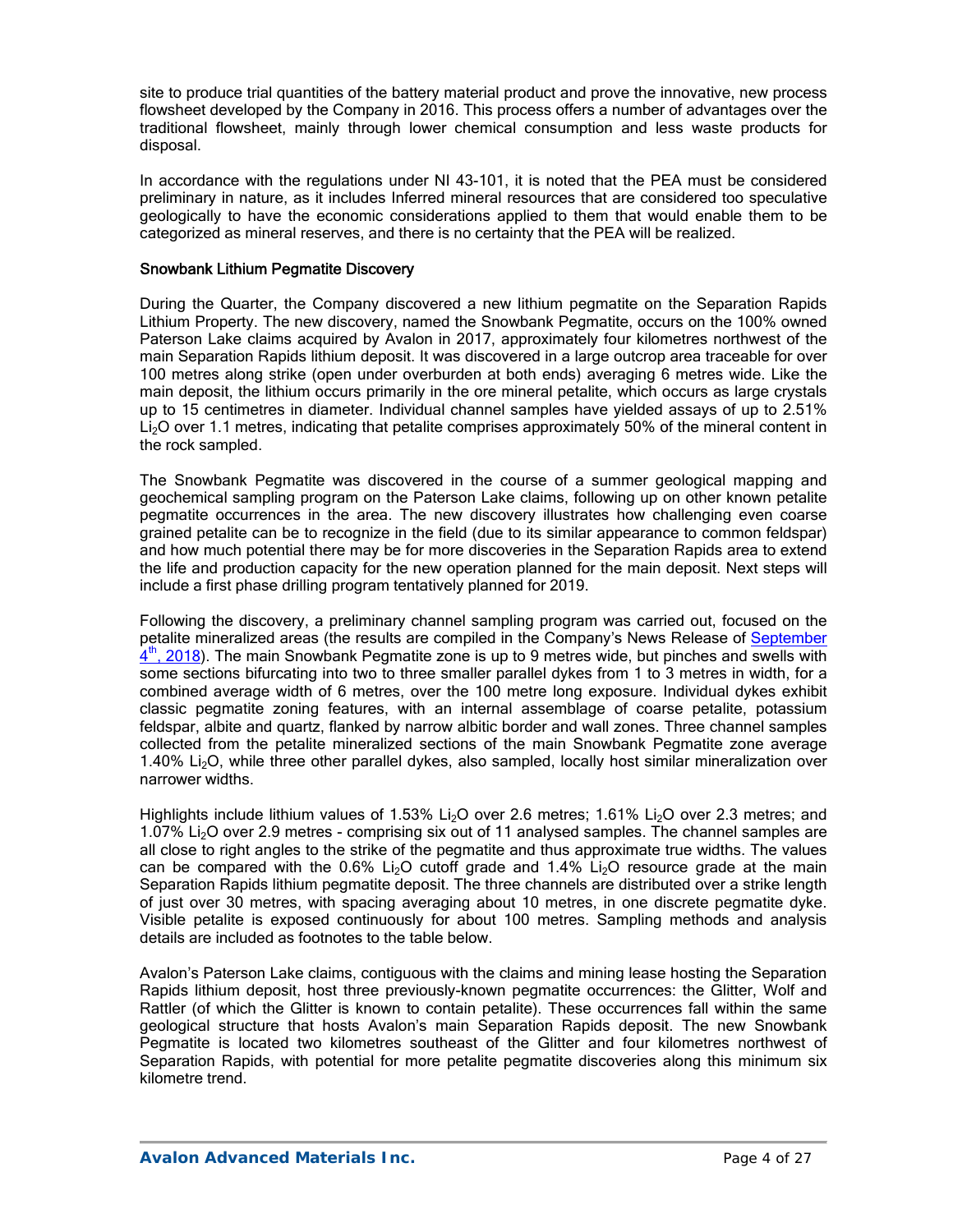site to produce trial quantities of the battery material product and prove the innovative, new process flowsheet developed by the Company in 2016. This process offers a number of advantages over the traditional flowsheet, mainly through lower chemical consumption and less waste products for disposal.

In accordance with the regulations under NI 43-101, it is noted that the PEA must be considered preliminary in nature, as it includes Inferred mineral resources that are considered too speculative geologically to have the economic considerations applied to them that would enable them to be categorized as mineral reserves, and there is no certainty that the PEA will be realized.

### Snowbank Lithium Pegmatite Discovery

During the Quarter, the Company discovered a new lithium pegmatite on the Separation Rapids Lithium Property. The new discovery, named the Snowbank Pegmatite, occurs on the 100% owned Paterson Lake claims acquired by Avalon in 2017, approximately four kilometres northwest of the main Separation Rapids lithium deposit. It was discovered in a large outcrop area traceable for over 100 metres along strike (open under overburden at both ends) averaging 6 metres wide. Like the main deposit, the lithium occurs primarily in the ore mineral petalite, which occurs as large crystals up to 15 centimetres in diameter. Individual channel samples have yielded assays of up to 2.51% $Li_2O$ over 1.1 metres, indicating that petalite comprises approximately 50% of the mineral content in the rock sampled.

The Snowbank Pegmatite was discovered in the course of a summer geological mapping and geochemical sampling program on the Paterson Lake claims, following up on other known petalite pegmatite occurrences in the area. The new discovery illustrates how challenging even coarse grained petalite can be to recognize in the field (due to its similar appearance to common feldspar) and how much potential there may be for more discoveries in the Separation Rapids area to extend the life and production capacity for the new operation planned for the main deposit. Next steps will include a first phase drilling program tentatively planned for 2019.

Following the discovery, a preliminary channel sampling program was carried out, focused on the petalite mineralized areas (the results are compiled in the Company's News Release of September 4th, 2018). The main Snowbank Pegmatite zone is up to 9 metres wide, but pinches and swells with some sections bifurcating into two to three smaller parallel dykes from 1 to 3 metres in width, for a combined average width of 6 metres, over the 100 metre long exposure. Individual dykes exhibit classic pegmatite zoning features, with an internal assemblage of coarse petalite, potassium feldspar, albite and quartz, flanked by narrow albitic border and wall zones. Three channel samples collected from the petalite mineralized sections of the main Snowbank Pegmatite zone average 1.40% $Li_2O$, while three other parallel dykes, also sampled, locally host similar mineralization over narrower widths.

Highlights include lithium values of 1.53% $Li_2O$ over 2.6 metres; 1.61% $Li_2O$ over 2.3 metres; and 1.07% $Li_2O$ over 2.9 metres - comprising six out of 11 analysed samples. The channel samples are all close to right angles to the strike of the pegmatite and thus approximate true widths. The values can be compared with the 0.6% $Li_2O$ cutoff grade and 1.4% $Li_2O$ resource grade at the main Separation Rapids lithium pegmatite deposit. The three channels are distributed over a strike length of just over 30 metres, with spacing averaging about 10 metres, in one discrete pegmatite dyke. Visible petalite is exposed continuously for about 100 metres. Sampling methods and analysis details are included as footnotes to the table below.

Avalon's Paterson Lake claims, contiguous with the claims and mining lease hosting the Separation Rapids lithium deposit, host three previously-known pegmatite occurrences: the Glitter, Wolf and Rattler (of which the Glitter is known to contain petalite). These occurrences fall within the same geological structure that hosts Avalon's main Separation Rapids deposit. The new Snowbank Pegmatite is located two kilometres southeast of the Glitter and four kilometres northwest of Separation Rapids, with potential for more petalite pegmatite discoveries along this minimum six kilometre trend.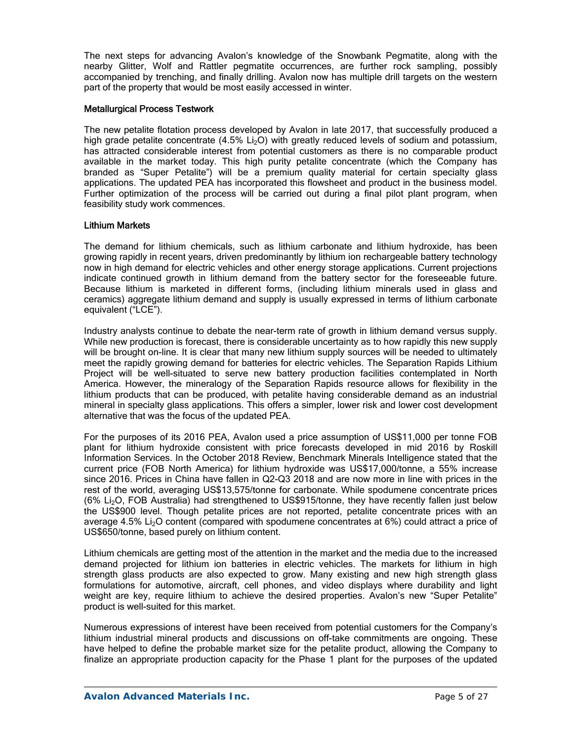The next steps for advancing Avalon's knowledge of the Snowbank Pegmatite, along with the nearby Glitter, Wolf and Rattler pegmatite occurrences, are further rock sampling, possibly accompanied by trenching, and finally drilling. Avalon now has multiple drill targets on the western part of the property that would be most easily accessed in winter.

### Metallurgical Process Testwork

The new petalite flotation process developed by Avalon in late 2017, that successfully produced a high grade petalite concentrate (4.5% $Li_2O$) with greatly reduced levels of sodium and potassium, has attracted considerable interest from potential customers as there is no comparable product available in the market today. This high purity petalite concentrate (which the Company has branded as "Super Petalite") will be a premium quality material for certain specialty glass applications. The updated PEA has incorporated this flowsheet and product in the business model. Further optimization of the process will be carried out during a final pilot plant program, when feasibility study work commences.

### Lithium Markets

The demand for lithium chemicals, such as lithium carbonate and lithium hydroxide, has been growing rapidly in recent years, driven predominantly by lithium ion rechargeable battery technology now in high demand for electric vehicles and other energy storage applications. Current projections indicate continued growth in lithium demand from the battery sector for the foreseeable future. Because lithium is marketed in different forms, (including lithium minerals used in glass and ceramics) aggregate lithium demand and supply is usually expressed in terms of lithium carbonate equivalent ("LCE").

Industry analysts continue to debate the near-term rate of growth in lithium demand versus supply. While new production is forecast, there is considerable uncertainty as to how rapidly this new supply will be brought on-line. It is clear that many new lithium supply sources will be needed to ultimately meet the rapidly growing demand for batteries for electric vehicles. The Separation Rapids Lithium Project will be well-situated to serve new battery production facilities contemplated in North America. However, the mineralogy of the Separation Rapids resource allows for flexibility in the lithium products that can be produced, with petalite having considerable demand as an industrial mineral in specialty glass applications. This offers a simpler, lower risk and lower cost development alternative that was the focus of the updated PEA.

For the purposes of its 2016 PEA, Avalon used a price assumption of US$11,000 per tonne FOB plant for lithium hydroxide consistent with price forecasts developed in mid 2016 by Roskill Information Services. In the October 2018 Review, Benchmark Minerals Intelligence stated that the current price (FOB North America) for lithium hydroxide was US$17,000/tonne, a 55% increase since 2016. Prices in China have fallen in Q2-Q3 2018 and are now more in line with prices in the rest of the world, averaging US$13,575/tonne for carbonate. While spodumene concentrate prices (6% $Li_2O$, FOB Australia) had strengthened to US$915/tonne, they have recently fallen just below the US$900 level. Though petalite prices are not reported, petalite concentrate prices with an average 4.5% $Li_2O$ content (compared with spodumene concentrates at 6%) could attract a price of US$650/tonne, based purely on lithium content.

Lithium chemicals are getting most of the attention in the market and the media due to the increased demand projected for lithium ion batteries in electric vehicles. The markets for lithium in high strength glass products are also expected to grow. Many existing and new high strength glass formulations for automotive, aircraft, cell phones, and video displays where durability and light weight are key, require lithium to achieve the desired properties. Avalon's new "Super Petalite" product is well-suited for this market.

Numerous expressions of interest have been received from potential customers for the Company's lithium industrial mineral products and discussions on off-take commitments are ongoing. These have helped to define the probable market size for the petalite product, allowing the Company to finalize an appropriate production capacity for the Phase 1 plant for the purposes of the updated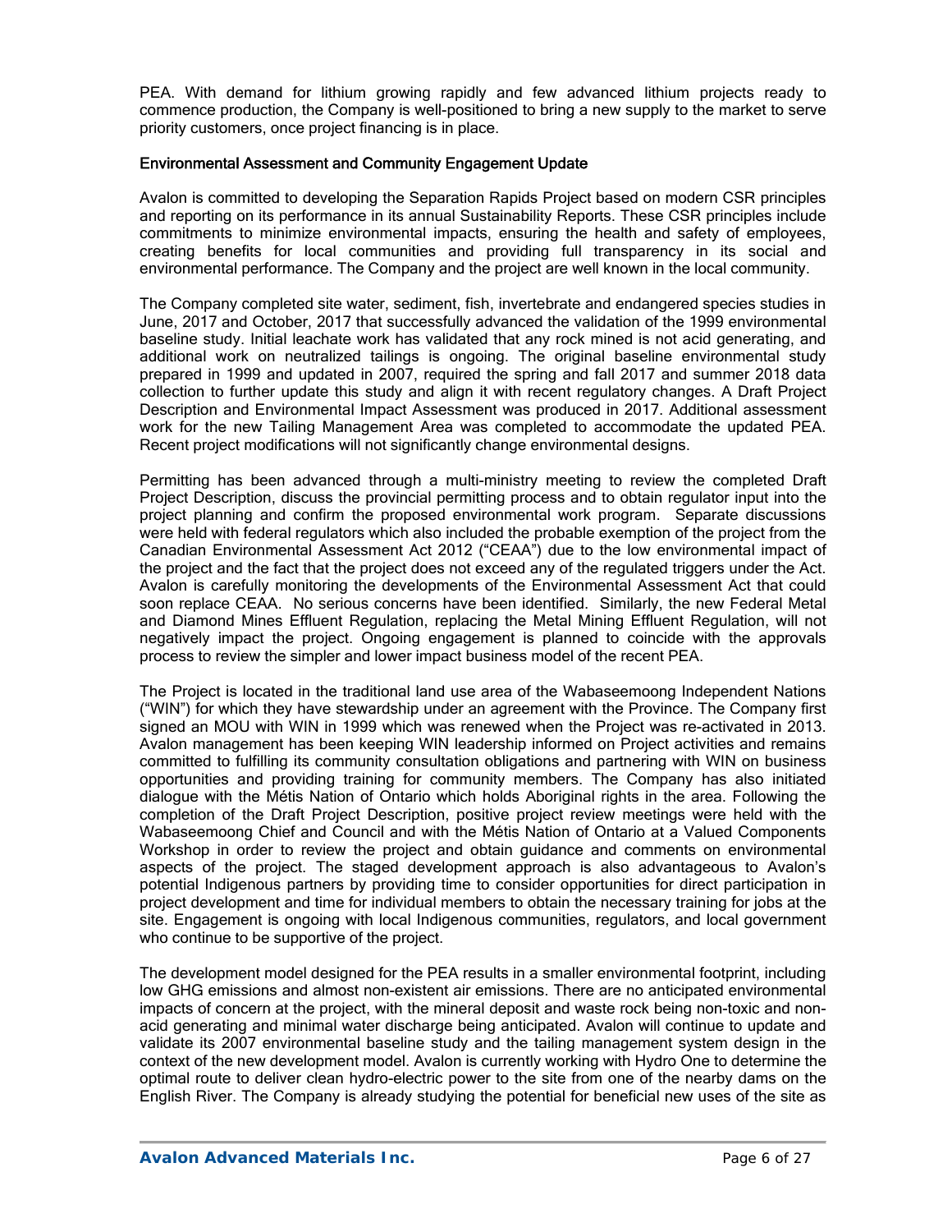PEA. With demand for lithium growing rapidly and few advanced lithium projects ready to commence production, the Company is well-positioned to bring a new supply to the market to serve priority customers, once project financing is in place.

## Environmental Assessment and Community Engagement Update

Avalon is committed to developing the Separation Rapids Project based on modern CSR principles and reporting on its performance in its annual Sustainability Reports. These CSR principles include commitments to minimize environmental impacts, ensuring the health and safety of employees, creating benefits for local communities and providing full transparency in its social and environmental performance. The Company and the project are well known in the local community.

The Company completed site water, sediment, fish, invertebrate and endangered species studies in June, 2017 and October, 2017 that successfully advanced the validation of the 1999 environmental baseline study. Initial leachate work has validated that any rock mined is not acid generating, and additional work on neutralized tailings is ongoing. The original baseline environmental study prepared in 1999 and updated in 2007, required the spring and fall 2017 and summer 2018 data collection to further update this study and align it with recent regulatory changes. A Draft Project Description and Environmental Impact Assessment was produced in 2017. Additional assessment work for the new Tailing Management Area was completed to accommodate the updated PEA. Recent project modifications will not significantly change environmental designs.

Permitting has been advanced through a multi-ministry meeting to review the completed Draft Project Description, discuss the provincial permitting process and to obtain regulator input into the project planning and confirm the proposed environmental work program. Separate discussions were held with federal regulators which also included the probable exemption of the project from the Canadian Environmental Assessment Act 2012 ("CEAA") due to the low environmental impact of the project and the fact that the project does not exceed any of the regulated triggers under the Act. Avalon is carefully monitoring the developments of the Environmental Assessment Act that could soon replace CEAA. No serious concerns have been identified. Similarly, the new Federal Metal and Diamond Mines Effluent Regulation, replacing the Metal Mining Effluent Regulation, will not negatively impact the project. Ongoing engagement is planned to coincide with the approvals process to review the simpler and lower impact business model of the recent PEA.

The Project is located in the traditional land use area of the Wabaseemoong Independent Nations ("WIN") for which they have stewardship under an agreement with the Province. The Company first signed an MOU with WIN in 1999 which was renewed when the Project was re-activated in 2013. Avalon management has been keeping WIN leadership informed on Project activities and remains committed to fulfilling its community consultation obligations and partnering with WIN on business opportunities and providing training for community members. The Company has also initiated dialogue with the Métis Nation of Ontario which holds Aboriginal rights in the area. Following the completion of the Draft Project Description, positive project review meetings were held with the Wabaseemoong Chief and Council and with the Métis Nation of Ontario at a Valued Components Workshop in order to review the project and obtain guidance and comments on environmental aspects of the project. The staged development approach is also advantageous to Avalon's potential Indigenous partners by providing time to consider opportunities for direct participation in project development and time for individual members to obtain the necessary training for jobs at the site. Engagement is ongoing with local Indigenous communities, regulators, and local government who continue to be supportive of the project.

The development model designed for the PEA results in a smaller environmental footprint, including low GHG emissions and almost non-existent air emissions. There are no anticipated environmental impacts of concern at the project, with the mineral deposit and waste rock being non-toxic and non-acid generating and minimal water discharge being anticipated. Avalon will continue to update and validate its 2007 environmental baseline study and the tailing management system design in the context of the new development model. Avalon is currently working with Hydro One to determine the optimal route to deliver clean hydro-electric power to the site from one of the nearby dams on the English River. The Company is already studying the potential for beneficial new uses of the site as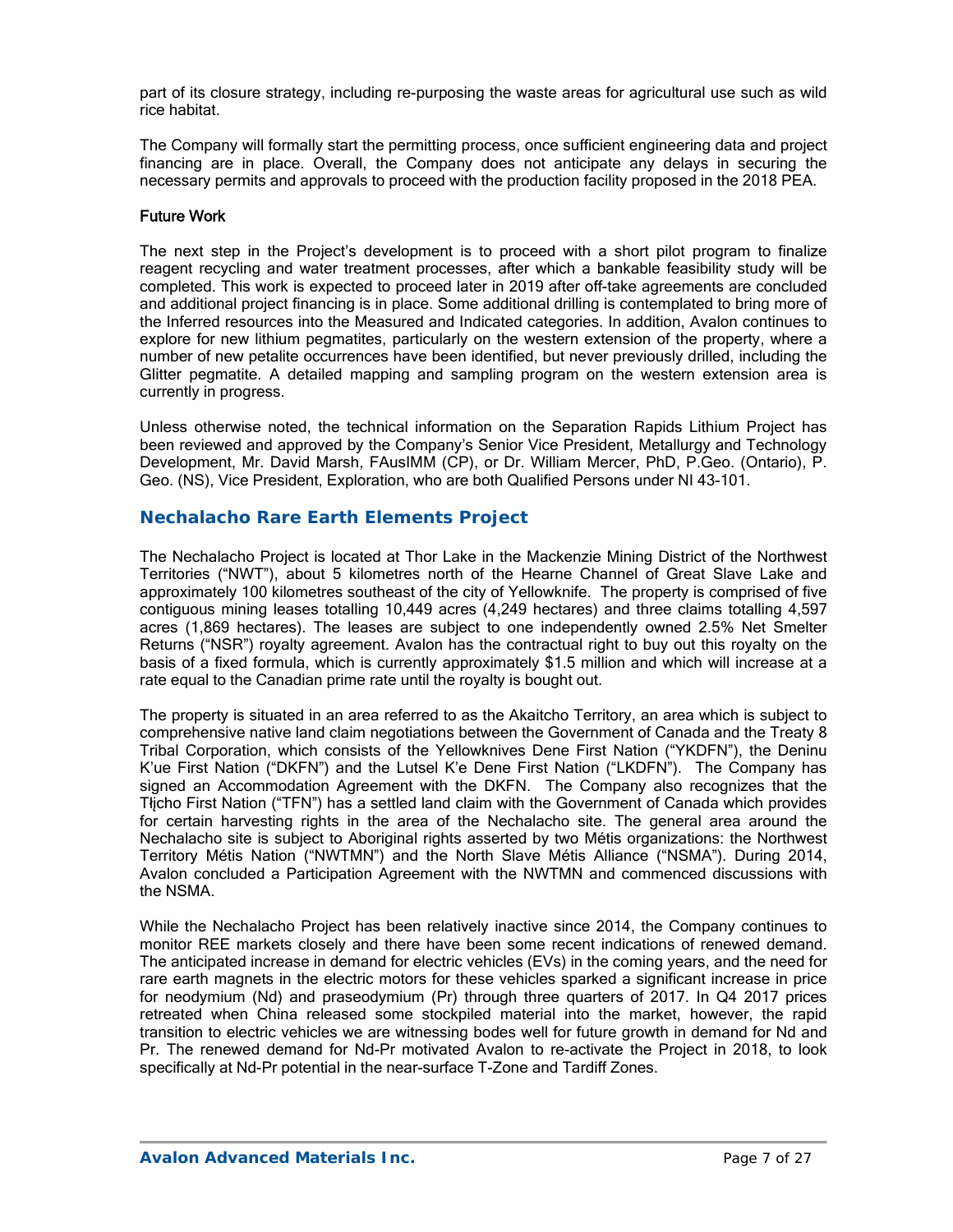part of its closure strategy, including re-purposing the waste areas for agricultural use such as wild rice habitat.

The Company will formally start the permitting process, once sufficient engineering data and project financing are in place. Overall, the Company does not anticipate any delays in securing the necessary permits and approvals to proceed with the production facility proposed in the 2018 PEA.

### Future Work

The next step in the Project's development is to proceed with a short pilot program to finalize reagent recycling and water treatment processes, after which a bankable feasibility study will be completed. This work is expected to proceed later in 2019 after off-take agreements are concluded and additional project financing is in place. Some additional drilling is contemplated to bring more of the Inferred resources into the Measured and Indicated categories. In addition, Avalon continues to explore for new lithium pegmatites, particularly on the western extension of the property, where a number of new petalite occurrences have been identified, but never previously drilled, including the Glitter pegmatite. A detailed mapping and sampling program on the western extension area is currently in progress.

Unless otherwise noted, the technical information on the Separation Rapids Lithium Project has been reviewed and approved by the Company's Senior Vice President, Metallurgy and Technology Development, Mr. David Marsh, FAusIMM (CP), or Dr. William Mercer, PhD, P.Geo. (Ontario), P. Geo. (NS), Vice President, Exploration, who are both Qualified Persons under NI 43-101.

## Nechalacho Rare Earth Elements Project

The Nechalacho Project is located at Thor Lake in the Mackenzie Mining District of the Northwest Territories ("NWT"), about 5 kilometres north of the Hearne Channel of Great Slave Lake and approximately 100 kilometres southeast of the city of Yellowknife. The property is comprised of five contiguous mining leases totalling 10,449 acres (4,249 hectares) and three claims totalling 4,597 acres (1,869 hectares). The leases are subject to one independently owned 2.5% Net Smelter Returns ("NSR") royalty agreement. Avalon has the contractual right to buy out this royalty on the basis of a fixed formula, which is currently approximately $1.5 million and which will increase at a rate equal to the Canadian prime rate until the royalty is bought out.

The property is situated in an area referred to as the Akaitcho Territory, an area which is subject to comprehensive native land claim negotiations between the Government of Canada and the Treaty 8 Tribal Corporation, which consists of the Yellowknives Dene First Nation ("YKDFN"), the Deninu K'ue First Nation ("DKFN") and the Lutsel K'e Dene First Nation ("LKDFN"). The Company has signed an Accommodation Agreement with the DKFN. The Company also recognizes that the Tłįcho First Nation ("TFN") has a settled land claim with the Government of Canada which provides for certain harvesting rights in the area of the Nechalacho site. The general area around the Nechalacho site is subject to Aboriginal rights asserted by two Métis organizations: the Northwest Territory Métis Nation ("NWTMN") and the North Slave Métis Alliance ("NSMA"). During 2014, Avalon concluded a Participation Agreement with the NWTMN and commenced discussions with the NSMA.

While the Nechalacho Project has been relatively inactive since 2014, the Company continues to monitor REE markets closely and there have been some recent indications of renewed demand. The anticipated increase in demand for electric vehicles (EVs) in the coming years, and the need for rare earth magnets in the electric motors for these vehicles sparked a significant increase in price for neodymium (Nd) and praseodymium (Pr) through three quarters of 2017. In Q4 2017 prices retreated when China released some stockpiled material into the market, however, the rapid transition to electric vehicles we are witnessing bodes well for future growth in demand for Nd and Pr. The renewed demand for Nd-Pr motivated Avalon to re-activate the Project in 2018, to look specifically at Nd-Pr potential in the near-surface T-Zone and Tardiff Zones.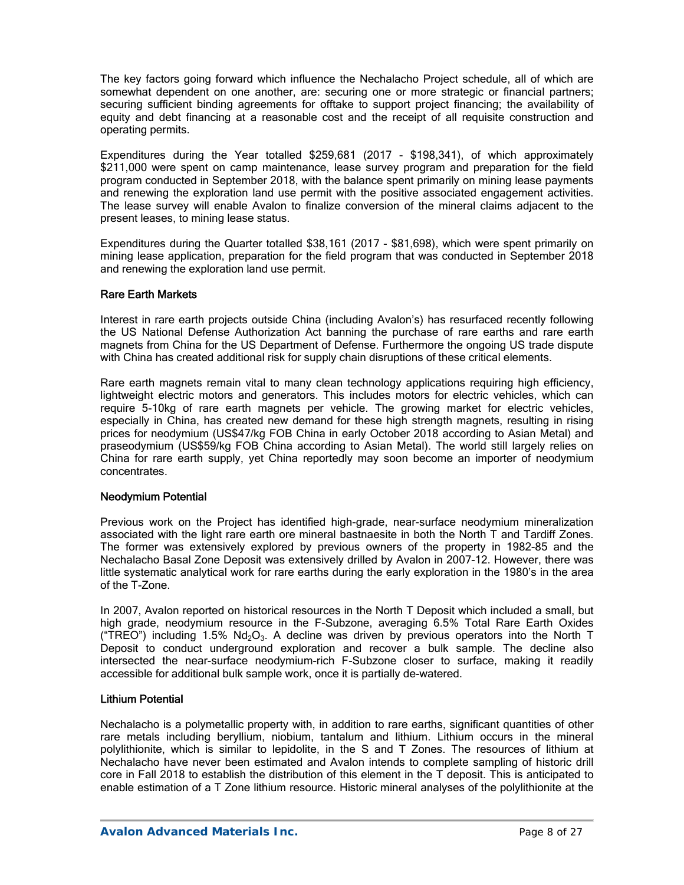The key factors going forward which influence the Nechalacho Project schedule, all of which are somewhat dependent on one another, are: securing one or more strategic or financial partners; securing sufficient binding agreements for offtake to support project financing; the availability of equity and debt financing at a reasonable cost and the receipt of all requisite construction and operating permits.

Expenditures during the Year totalled $259,681 (2017 - $198,341), of which approximately $211,000 were spent on camp maintenance, lease survey program and preparation for the field program conducted in September 2018, with the balance spent primarily on mining lease payments and renewing the exploration land use permit with the positive associated engagement activities. The lease survey will enable Avalon to finalize conversion of the mineral claims adjacent to the present leases, to mining lease status.

Expenditures during the Quarter totalled $38,161 (2017 - $81,698), which were spent primarily on mining lease application, preparation for the field program that was conducted in September 2018 and renewing the exploration land use permit.

### Rare Earth Markets

Interest in rare earth projects outside China (including Avalon's) has resurfaced recently following the US National Defense Authorization Act banning the purchase of rare earths and rare earth magnets from China for the US Department of Defense. Furthermore the ongoing US trade dispute with China has created additional risk for supply chain disruptions of these critical elements.

Rare earth magnets remain vital to many clean technology applications requiring high efficiency, lightweight electric motors and generators. This includes motors for electric vehicles, which can require 5-10kg of rare earth magnets per vehicle. The growing market for electric vehicles, especially in China, has created new demand for these high strength magnets, resulting in rising prices for neodymium (US$47/kg FOB China in early October 2018 according to Asian Metal) and praseodymium (US$59/kg FOB China according to Asian Metal). The world still largely relies on China for rare earth supply, yet China reportedly may soon become an importer of neodymium concentrates.

### Neodymium Potential

Previous work on the Project has identified high-grade, near-surface neodymium mineralization associated with the light rare earth ore mineral bastnaesite in both the North T and Tardiff Zones. The former was extensively explored by previous owners of the property in 1982-85 and the Nechalacho Basal Zone Deposit was extensively drilled by Avalon in 2007-12. However, there was little systematic analytical work for rare earths during the early exploration in the 1980's in the area of the T-Zone.

In 2007, Avalon reported on historical resources in the North T Deposit which included a small, but high grade, neodymium resource in the F-Subzone, averaging 6.5% Total Rare Earth Oxides ("TREO") including 1.5% $Nd_2O_3$. A decline was driven by previous operators into the North T Deposit to conduct underground exploration and recover a bulk sample. The decline also intersected the near-surface neodymium-rich F-Subzone closer to surface, making it readily accessible for additional bulk sample work, once it is partially de-watered.

### Lithium Potential

Nechalacho is a polymetallic property with, in addition to rare earths, significant quantities of other rare metals including beryllium, niobium, tantalum and lithium. Lithium occurs in the mineral polylithionite, which is similar to lepidolite, in the S and T Zones. The resources of lithium at Nechalacho have never been estimated and Avalon intends to complete sampling of historic drill core in Fall 2018 to establish the distribution of this element in the T deposit. This is anticipated to enable estimation of a T Zone lithium resource. Historic mineral analyses of the polylithionite at the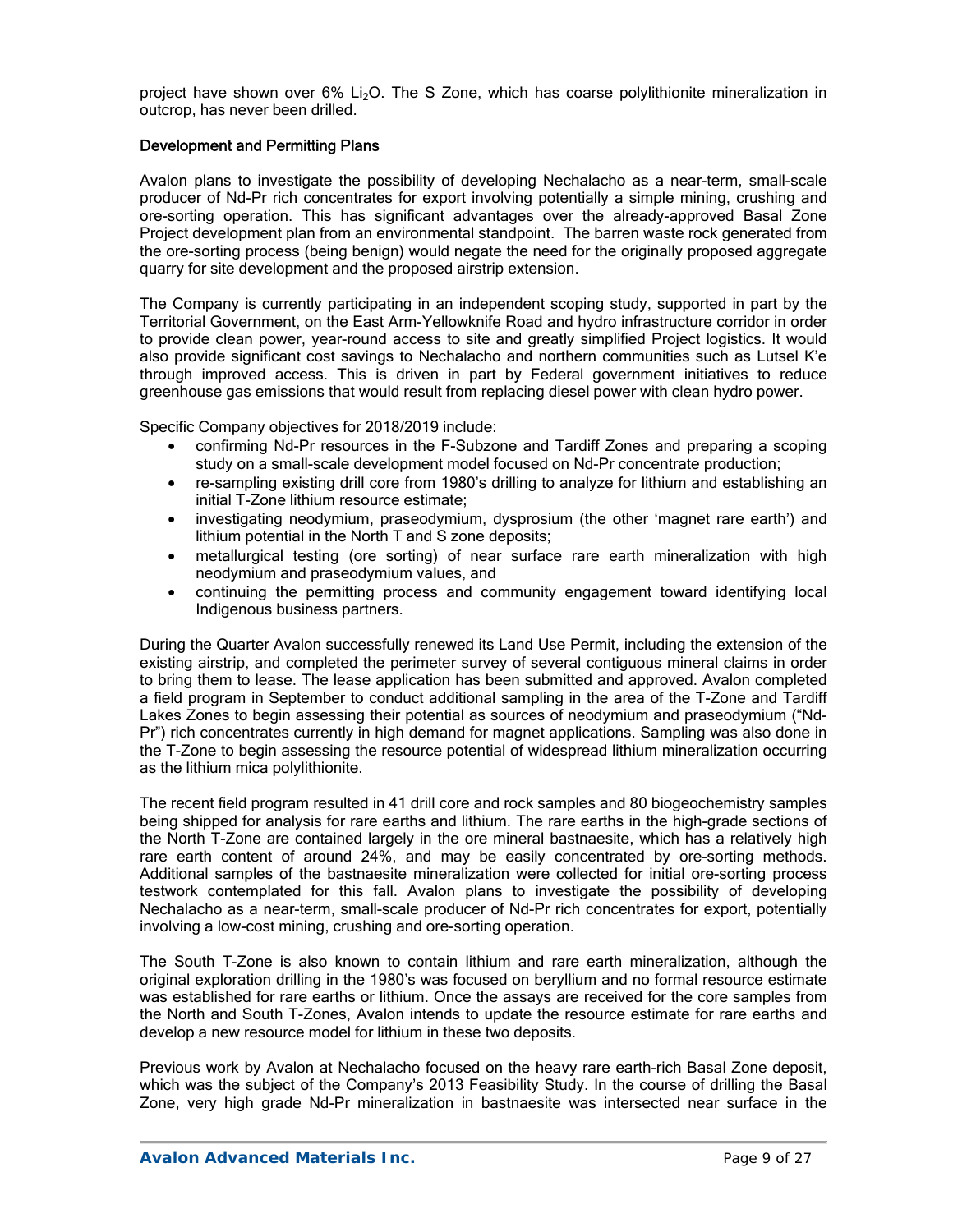project have shown over 6% $Li_2O$. The S Zone, which has coarse polylithionite mineralization in outcrop, has never been drilled.

## Development and Permitting Plans

Avalon plans to investigate the possibility of developing Nechalacho as a near-term, small-scale producer of Nd-Pr rich concentrates for export involving potentially a simple mining, crushing and ore-sorting operation. This has significant advantages over the already-approved Basal Zone Project development plan from an environmental standpoint. The barren waste rock generated from the ore-sorting process (being benign) would negate the need for the originally proposed aggregate quarry for site development and the proposed airstrip extension.

The Company is currently participating in an independent scoping study, supported in part by the Territorial Government, on the East Arm-Yellowknife Road and hydro infrastructure corridor in order to provide clean power, year-round access to site and greatly simplified Project logistics. It would also provide significant cost savings to Nechalacho and northern communities such as Lutsel K'e through improved access. This is driven in part by Federal government initiatives to reduce greenhouse gas emissions that would result from replacing diesel power with clean hydro power.

Specific Company objectives for 2018/2019 include:

- confirming Nd-Pr resources in the F-Subzone and Tardiff Zones and preparing a scoping study on a small-scale development model focused on Nd-Pr concentrate production;
- re-sampling existing drill core from 1980's drilling to analyze for lithium and establishing an initial T-Zone lithium resource estimate;
- investigating neodymium, praseodymium, dysprosium (the other 'magnet rare earth') and lithium potential in the North T and S zone deposits;
- metallurgical testing (ore sorting) of near surface rare earth mineralization with high neodymium and praseodymium values, and
- continuing the permitting process and community engagement toward identifying local Indigenous business partners.

During the Quarter Avalon successfully renewed its Land Use Permit, including the extension of the existing airstrip, and completed the perimeter survey of several contiguous mineral claims in order to bring them to lease. The lease application has been submitted and approved. Avalon completed a field program in September to conduct additional sampling in the area of the T-Zone and Tardiff Lakes Zones to begin assessing their potential as sources of neodymium and praseodymium ("Nd-Pr") rich concentrates currently in high demand for magnet applications. Sampling was also done in the T-Zone to begin assessing the resource potential of widespread lithium mineralization occurring as the lithium mica polylithionite.

The recent field program resulted in 41 drill core and rock samples and 80 biogeochemistry samples being shipped for analysis for rare earths and lithium. The rare earths in the high-grade sections of the North T-Zone are contained largely in the ore mineral bastnaesite, which has a relatively high rare earth content of around 24%, and may be easily concentrated by ore-sorting methods. Additional samples of the bastnaesite mineralization were collected for initial ore-sorting process testwork contemplated for this fall. Avalon plans to investigate the possibility of developing Nechalacho as a near-term, small-scale producer of Nd-Pr rich concentrates for export, potentially involving a low-cost mining, crushing and ore-sorting operation.

The South T-Zone is also known to contain lithium and rare earth mineralization, although the original exploration drilling in the 1980's was focused on beryllium and no formal resource estimate was established for rare earths or lithium. Once the assays are received for the core samples from the North and South T-Zones, Avalon intends to update the resource estimate for rare earths and develop a new resource model for lithium in these two deposits.

Previous work by Avalon at Nechalacho focused on the heavy rare earth-rich Basal Zone deposit, which was the subject of the Company's 2013 Feasibility Study. In the course of drilling the Basal Zone, very high grade Nd-Pr mineralization in bastnaesite was intersected near surface in the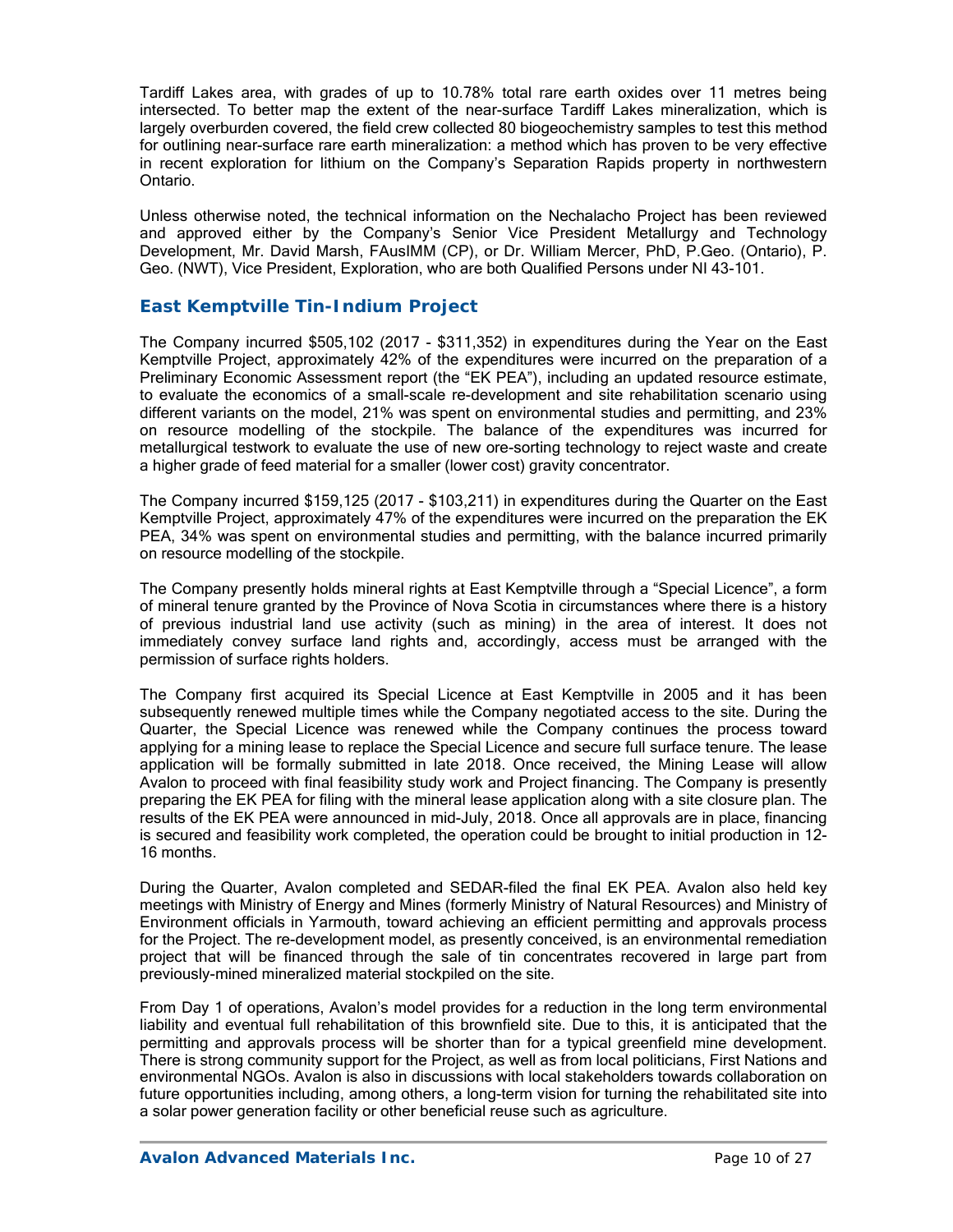Tardiff Lakes area, with grades of up to 10.78% total rare earth oxides over 11 metres being intersected. To better map the extent of the near-surface Tardiff Lakes mineralization, which is largely overburden covered, the field crew collected 80 biogeochemistry samples to test this method for outlining near-surface rare earth mineralization: a method which has proven to be very effective in recent exploration for lithium on the Company's Separation Rapids property in northwestern Ontario.

Unless otherwise noted, the technical information on the Nechalacho Project has been reviewed and approved either by the Company's Senior Vice President Metallurgy and Technology Development, Mr. David Marsh, FAusIMM (CP), or Dr. William Mercer, PhD, P.Geo. (Ontario), P. Geo. (NWT), Vice President, Exploration, who are both Qualified Persons under NI 43-101.

## East Kemptville Tin-Indium Project

The Company incurred $505,102 (2017 - $311,352) in expenditures during the Year on the East Kemptville Project, approximately 42% of the expenditures were incurred on the preparation of a Preliminary Economic Assessment report (the "EK PEA"), including an updated resource estimate, to evaluate the economics of a small-scale re-development and site rehabilitation scenario using different variants on the model, 21% was spent on environmental studies and permitting, and 23% on resource modelling of the stockpile. The balance of the expenditures was incurred for metallurgical testwork to evaluate the use of new ore-sorting technology to reject waste and create a higher grade of feed material for a smaller (lower cost) gravity concentrator.

The Company incurred $159,125 (2017 - $103,211) in expenditures during the Quarter on the East Kemptville Project, approximately 47% of the expenditures were incurred on the preparation the EK PEA, 34% was spent on environmental studies and permitting, with the balance incurred primarily on resource modelling of the stockpile.

The Company presently holds mineral rights at East Kemptville through a "Special Licence", a form of mineral tenure granted by the Province of Nova Scotia in circumstances where there is a history of previous industrial land use activity (such as mining) in the area of interest. It does not immediately convey surface land rights and, accordingly, access must be arranged with the permission of surface rights holders.

The Company first acquired its Special Licence at East Kemptville in 2005 and it has been subsequently renewed multiple times while the Company negotiated access to the site. During the Quarter, the Special Licence was renewed while the Company continues the process toward applying for a mining lease to replace the Special Licence and secure full surface tenure. The lease application will be formally submitted in late 2018. Once received, the Mining Lease will allow Avalon to proceed with final feasibility study work and Project financing. The Company is presently preparing the EK PEA for filing with the mineral lease application along with a site closure plan. The results of the EK PEA were announced in mid-July, 2018. Once all approvals are in place, financing is secured and feasibility work completed, the operation could be brought to initial production in 12-16 months.

During the Quarter, Avalon completed and SEDAR-filed the final EK PEA. Avalon also held key meetings with Ministry of Energy and Mines (formerly Ministry of Natural Resources) and Ministry of Environment officials in Yarmouth, toward achieving an efficient permitting and approvals process for the Project. The re-development model, as presently conceived, is an environmental remediation project that will be financed through the sale of tin concentrates recovered in large part from previously-mined mineralized material stockpiled on the site.

From Day 1 of operations, Avalon's model provides for a reduction in the long term environmental liability and eventual full rehabilitation of this brownfield site. Due to this, it is anticipated that the permitting and approvals process will be shorter than for a typical greenfield mine development. There is strong community support for the Project, as well as from local politicians, First Nations and environmental NGOs. Avalon is also in discussions with local stakeholders towards collaboration on future opportunities including, among others, a long-term vision for turning the rehabilitated site into a solar power generation facility or other beneficial reuse such as agriculture.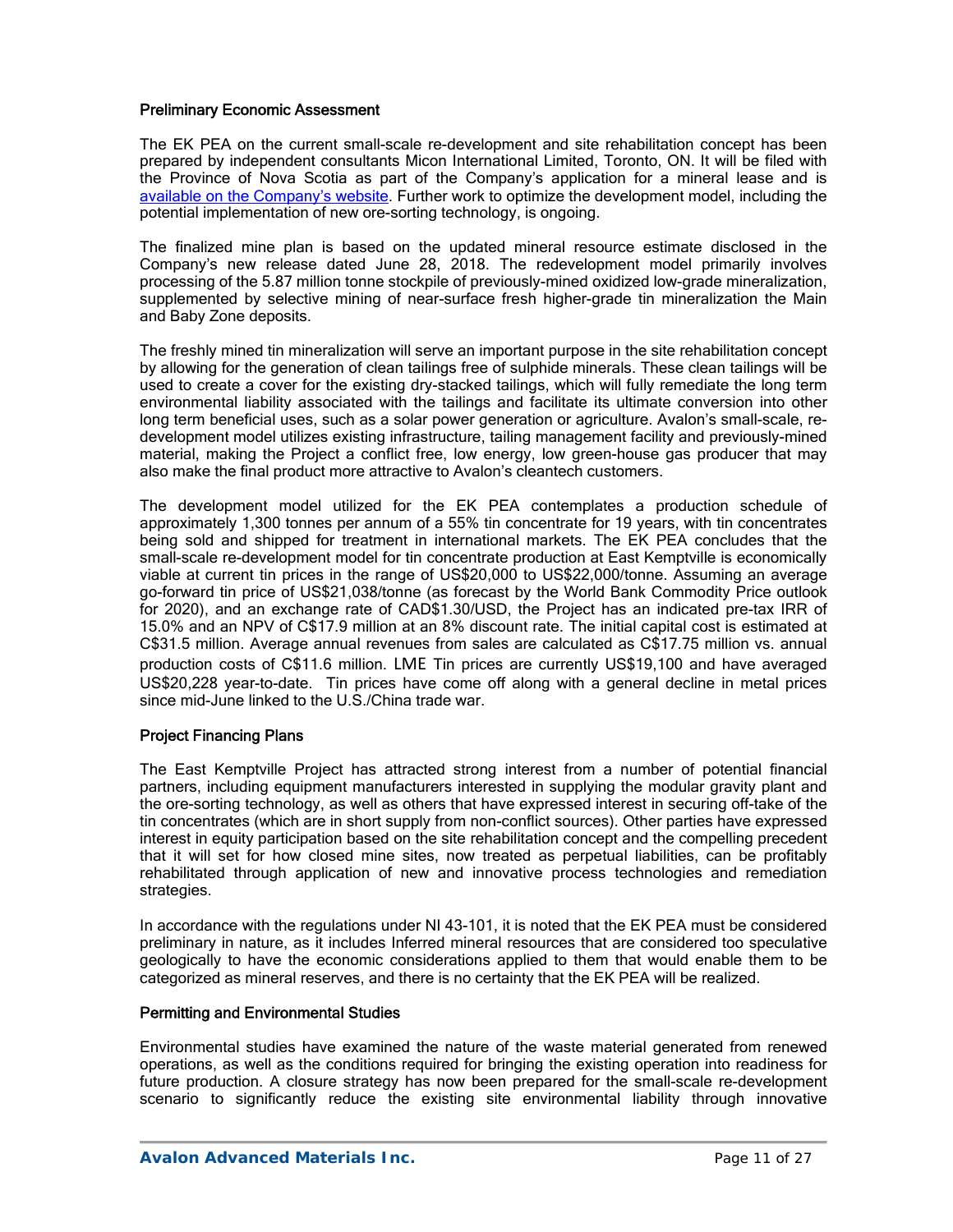### Preliminary Economic Assessment

The EK PEA on the current small-scale re-development and site rehabilitation concept has been prepared by independent consultants Micon International Limited, Toronto, ON. It will be filed with the Province of Nova Scotia as part of the Company's application for a mineral lease and is available on the Company's website. Further work to optimize the development model, including the potential implementation of new ore-sorting technology, is ongoing.

The finalized mine plan is based on the updated mineral resource estimate disclosed in the Company's new release dated June 28, 2018. The redevelopment model primarily involves processing of the 5.87 million tonne stockpile of previously-mined oxidized low-grade mineralization, supplemented by selective mining of near-surface fresh higher-grade tin mineralization the Main and Baby Zone deposits.

The freshly mined tin mineralization will serve an important purpose in the site rehabilitation concept by allowing for the generation of clean tailings free of sulphide minerals. These clean tailings will be used to create a cover for the existing dry-stacked tailings, which will fully remediate the long term environmental liability associated with the tailings and facilitate its ultimate conversion into other long term beneficial uses, such as a solar power generation or agriculture. Avalon's small-scale, re-development model utilizes existing infrastructure, tailing management facility and previously-mined material, making the Project a conflict free, low energy, low green-house gas producer that may also make the final product more attractive to Avalon's cleantech customers.

The development model utilized for the EK PEA contemplates a production schedule of approximately 1,300 tonnes per annum of a 55% tin concentrate for 19 years, with tin concentrates being sold and shipped for treatment in international markets. The EK PEA concludes that the small-scale re-development model for tin concentrate production at East Kemptville is economically viable at current tin prices in the range of US$20,000 to US$22,000/tonne. Assuming an average go-forward tin price of US$21,038/tonne (as forecast by the World Bank Commodity Price outlook for 2020), and an exchange rate of CAD$1.30/USD, the Project has an indicated pre-tax IRR of 15.0% and an NPV of C$17.9 million at an 8% discount rate. The initial capital cost is estimated at C$31.5 million. Average annual revenues from sales are calculated as C$17.75 million vs. annual production costs of C$11.6 million. LME Tin prices are currently US$19,100 and have averaged US$20,228 year-to-date. Tin prices have come off along with a general decline in metal prices since mid-June linked to the U.S./China trade war.

### Project Financing Plans

The East Kemptville Project has attracted strong interest from a number of potential financial partners, including equipment manufacturers interested in supplying the modular gravity plant and the ore-sorting technology, as well as others that have expressed interest in securing off-take of the tin concentrates (which are in short supply from non-conflict sources). Other parties have expressed interest in equity participation based on the site rehabilitation concept and the compelling precedent that it will set for how closed mine sites, now treated as perpetual liabilities, can be profitably rehabilitated through application of new and innovative process technologies and remediation strategies.

In accordance with the regulations under NI 43-101, it is noted that the EK PEA must be considered preliminary in nature, as it includes Inferred mineral resources that are considered too speculative geologically to have the economic considerations applied to them that would enable them to be categorized as mineral reserves, and there is no certainty that the EK PEA will be realized.

### Permitting and Environmental Studies

Environmental studies have examined the nature of the waste material generated from renewed operations, as well as the conditions required for bringing the existing operation into readiness for future production. A closure strategy has now been prepared for the small-scale re-development scenario to significantly reduce the existing site environmental liability through innovative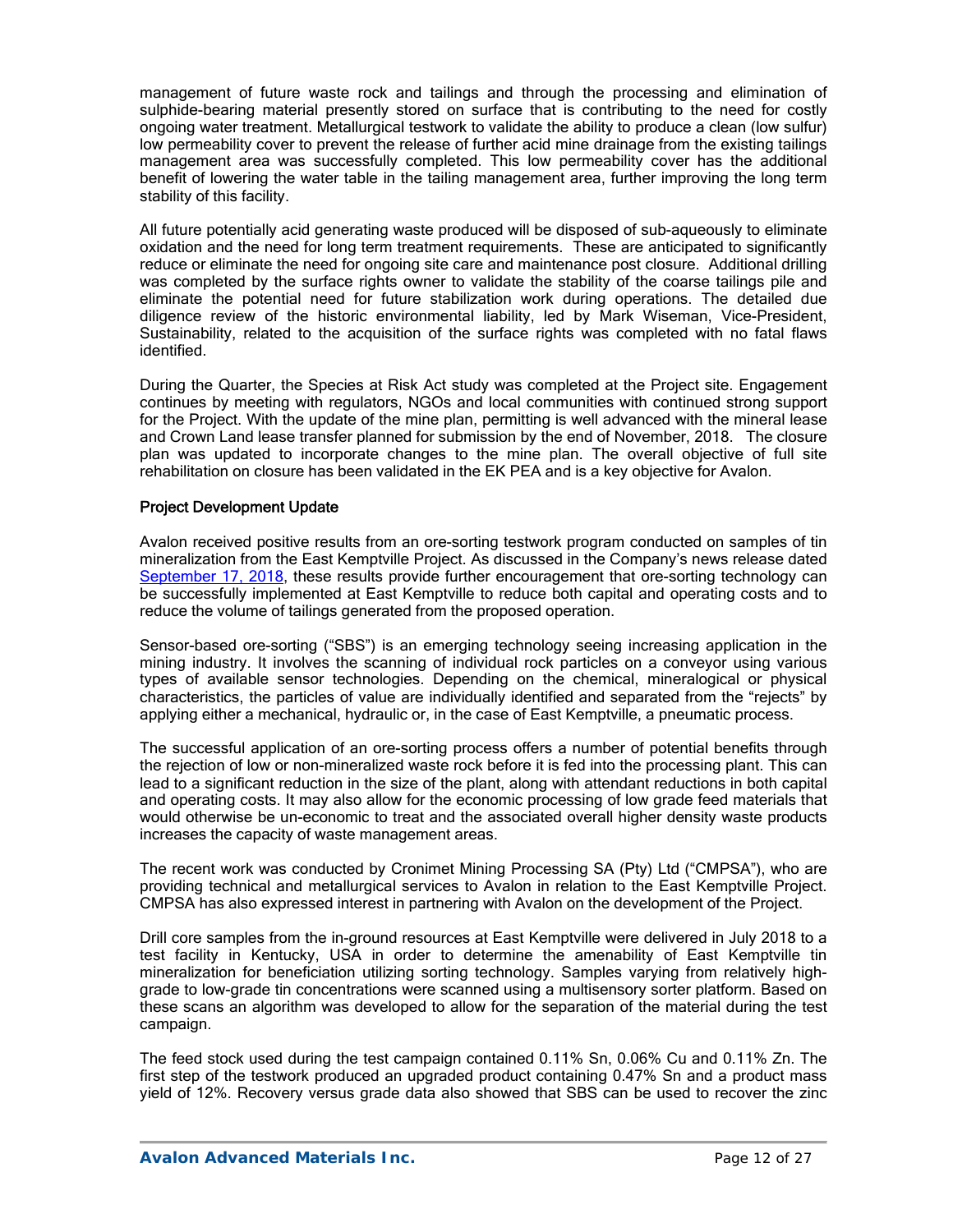management of future waste rock and tailings and through the processing and elimination of sulphide-bearing material presently stored on surface that is contributing to the need for costly ongoing water treatment. Metallurgical testwork to validate the ability to produce a clean (low sulfur) low permeability cover to prevent the release of further acid mine drainage from the existing tailings management area was successfully completed. This low permeability cover has the additional benefit of lowering the water table in the tailing management area, further improving the long term stability of this facility.

All future potentially acid generating waste produced will be disposed of sub-aqueously to eliminate oxidation and the need for long term treatment requirements. These are anticipated to significantly reduce or eliminate the need for ongoing site care and maintenance post closure. Additional drilling was completed by the surface rights owner to validate the stability of the coarse tailings pile and eliminate the potential need for future stabilization work during operations. The detailed due diligence review of the historic environmental liability, led by Mark Wiseman, Vice-President, Sustainability, related to the acquisition of the surface rights was completed with no fatal flaws identified.

During the Quarter, the Species at Risk Act study was completed at the Project site. Engagement continues by meeting with regulators, NGOs and local communities with continued strong support for the Project. With the update of the mine plan, permitting is well advanced with the mineral lease and Crown Land lease transfer planned for submission by the end of November, 2018. The closure plan was updated to incorporate changes to the mine plan. The overall objective of full site rehabilitation on closure has been validated in the EK PEA and is a key objective for Avalon.

### Project Development Update

Avalon received positive results from an ore-sorting testwork program conducted on samples of tin mineralization from the East Kemptville Project. As discussed in the Company's news release dated September 17, 2018, these results provide further encouragement that ore-sorting technology can be successfully implemented at East Kemptville to reduce both capital and operating costs and to reduce the volume of tailings generated from the proposed operation.

Sensor-based ore-sorting ("SBS") is an emerging technology seeing increasing application in the mining industry. It involves the scanning of individual rock particles on a conveyor using various types of available sensor technologies. Depending on the chemical, mineralogical or physical characteristics, the particles of value are individually identified and separated from the "rejects" by applying either a mechanical, hydraulic or, in the case of East Kemptville, a pneumatic process.

The successful application of an ore-sorting process offers a number of potential benefits through the rejection of low or non-mineralized waste rock before it is fed into the processing plant. This can lead to a significant reduction in the size of the plant, along with attendant reductions in both capital and operating costs. It may also allow for the economic processing of low grade feed materials that would otherwise be un-economic to treat and the associated overall higher density waste products increases the capacity of waste management areas.

The recent work was conducted by Cronimet Mining Processing SA (Pty) Ltd ("CMPSA"), who are providing technical and metallurgical services to Avalon in relation to the East Kemptville Project. CMPSA has also expressed interest in partnering with Avalon on the development of the Project.

Drill core samples from the in-ground resources at East Kemptville were delivered in July 2018 to a test facility in Kentucky, USA in order to determine the amenability of East Kemptville tin mineralization for beneficiation utilizing sorting technology. Samples varying from relatively high-grade to low-grade tin concentrations were scanned using a multisensory sorter platform. Based on these scans an algorithm was developed to allow for the separation of the material during the test campaign.

The feed stock used during the test campaign contained 0.11% Sn, 0.06% Cu and 0.11% Zn. The first step of the testwork produced an upgraded product containing 0.47% Sn and a product mass yield of 12%. Recovery versus grade data also showed that SBS can be used to recover the zinc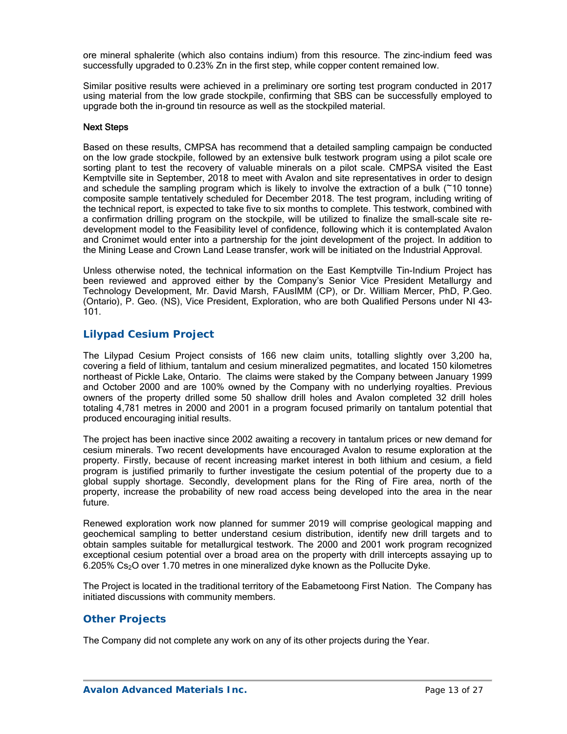ore mineral sphalerite (which also contains indium) from this resource. The zinc-indium feed was successfully upgraded to 0.23% Zn in the first step, while copper content remained low.

Similar positive results were achieved in a preliminary ore sorting test program conducted in 2017 using material from the low grade stockpile, confirming that SBS can be successfully employed to upgrade both the in-ground tin resource as well as the stockpiled material.

#### Next Steps

Based on these results, CMPSA has recommend that a detailed sampling campaign be conducted on the low grade stockpile, followed by an extensive bulk testwork program using a pilot scale ore sorting plant to test the recovery of valuable minerals on a pilot scale. CMPSA visited the East Kemptville site in September, 2018 to meet with Avalon and site representatives in order to design and schedule the sampling program which is likely to involve the extraction of a bulk (~10 tonne) composite sample tentatively scheduled for December 2018. The test program, including writing of the technical report, is expected to take five to six months to complete. This testwork, combined with a confirmation drilling program on the stockpile, will be utilized to finalize the small-scale site re-development model to the Feasibility level of confidence, following which it is contemplated Avalon and Cronimet would enter into a partnership for the joint development of the project. In addition to the Mining Lease and Crown Land Lease transfer, work will be initiated on the Industrial Approval.

Unless otherwise noted, the technical information on the East Kemptville Tin-Indium Project has been reviewed and approved either by the Company's Senior Vice President Metallurgy and Technology Development, Mr. David Marsh, FAusIMM (CP), or Dr. William Mercer, PhD, P.Geo. (Ontario), P. Geo. (NS), Vice President, Exploration, who are both Qualified Persons under NI 43-101.

## Lilypad Cesium Project

The Lilypad Cesium Project consists of 166 new claim units, totalling slightly over 3,200 ha, covering a field of lithium, tantalum and cesium mineralized pegmatites, and located 150 kilometres northeast of Pickle Lake, Ontario. The claims were staked by the Company between January 1999 and October 2000 and are 100% owned by the Company with no underlying royalties. Previous owners of the property drilled some 50 shallow drill holes and Avalon completed 32 drill holes totaling 4,781 metres in 2000 and 2001 in a program focused primarily on tantalum potential that produced encouraging initial results.

The project has been inactive since 2002 awaiting a recovery in tantalum prices or new demand for cesium minerals. Two recent developments have encouraged Avalon to resume exploration at the property. Firstly, because of recent increasing market interest in both lithium and cesium, a field program is justified primarily to further investigate the cesium potential of the property due to a global supply shortage. Secondly, development plans for the Ring of Fire area, north of the property, increase the probability of new road access being developed into the area in the near future.

Renewed exploration work now planned for summer 2019 will comprise geological mapping and geochemical sampling to better understand cesium distribution, identify new drill targets and to obtain samples suitable for metallurgical testwork. The 2000 and 2001 work program recognized exceptional cesium potential over a broad area on the property with drill intercepts assaying up to 6.205% $Cs_2O$ over 1.70 metres in one mineralized dyke known as the Pollucite Dyke.

The Project is located in the traditional territory of the Eabametoong First Nation. The Company has initiated discussions with community members.

## Other Projects

The Company did not complete any work on any of its other projects during the Year.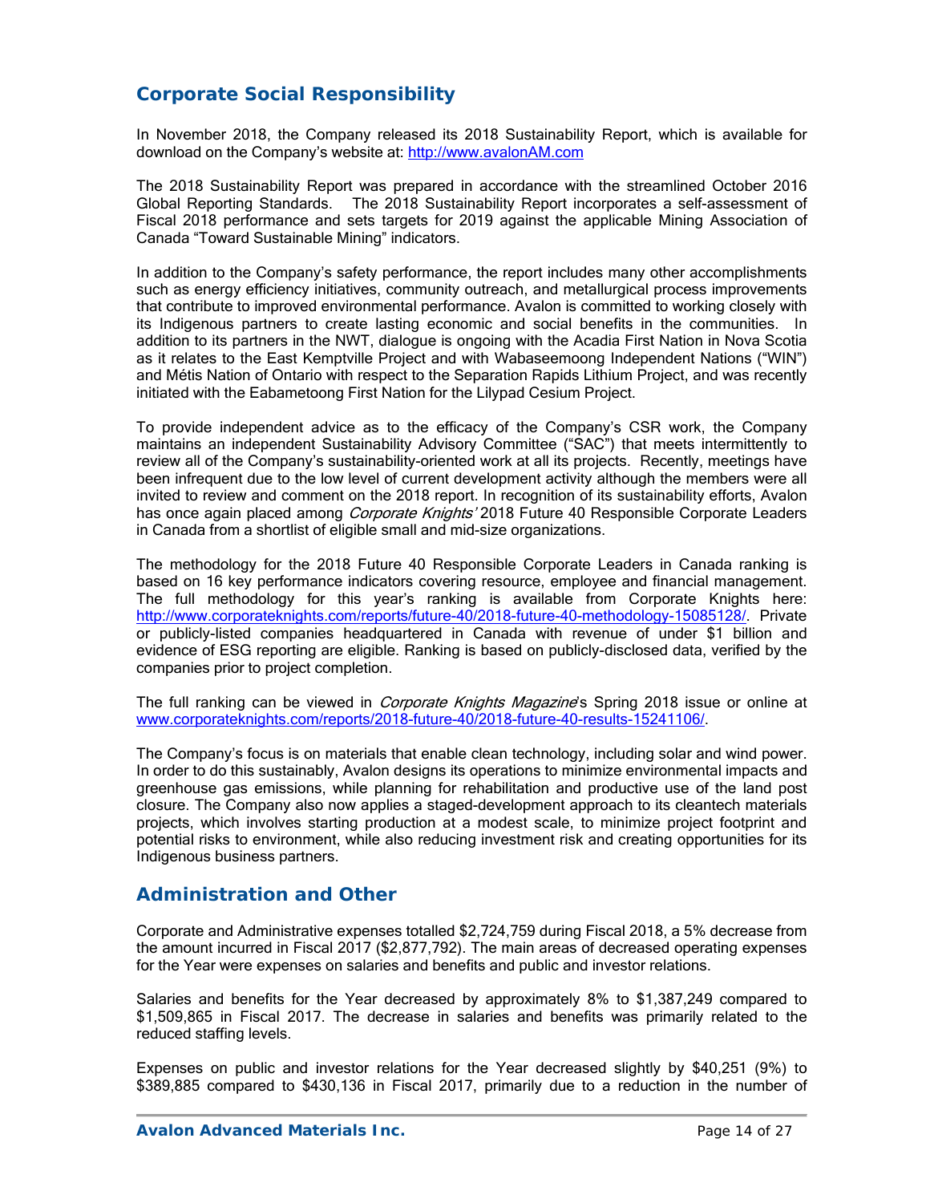## Corporate Social Responsibility

In November 2018, the Company released its 2018 Sustainability Report, which is available for download on the Company's website at: http://www.avalonAM.com

The 2018 Sustainability Report was prepared in accordance with the streamlined October 2016 Global Reporting Standards. The 2018 Sustainability Report incorporates a self-assessment of Fiscal 2018 performance and sets targets for 2019 against the applicable Mining Association of Canada "Toward Sustainable Mining" indicators.

In addition to the Company's safety performance, the report includes many other accomplishments such as energy efficiency initiatives, community outreach, and metallurgical process improvements that contribute to improved environmental performance. Avalon is committed to working closely with its Indigenous partners to create lasting economic and social benefits in the communities. In addition to its partners in the NWT, dialogue is ongoing with the Acadia First Nation in Nova Scotia as it relates to the East Kemptville Project and with Wabaseemoong Independent Nations ("WIN") and Métis Nation of Ontario with respect to the Separation Rapids Lithium Project, and was recently initiated with the Eabametoong First Nation for the Lilypad Cesium Project.

To provide independent advice as to the efficacy of the Company's CSR work, the Company maintains an independent Sustainability Advisory Committee ("SAC") that meets intermittently to review all of the Company's sustainability-oriented work at all its projects. Recently, meetings have been infrequent due to the low level of current development activity although the members were all invited to review and comment on the 2018 report. In recognition of its sustainability efforts, Avalon has once again placed among *Corporate Knights'* 2018 Future 40 Responsible Corporate Leaders in Canada from a shortlist of eligible small and mid-size organizations.

The methodology for the 2018 Future 40 Responsible Corporate Leaders in Canada ranking is based on 16 key performance indicators covering resource, employee and financial management. The full methodology for this year's ranking is available from Corporate Knights here: http://www.corporateknights.com/reports/future-40/2018-future-40-methodology-15085128/. Private or publicly-listed companies headquartered in Canada with revenue of under $1 billion and evidence of ESG reporting are eligible. Ranking is based on publicly-disclosed data, verified by the companies prior to project completion.

The full ranking can be viewed in *Corporate Knights Magazine*'s Spring 2018 issue or online at www.corporateknights.com/reports/2018-future-40/2018-future-40-results-15241106/.

The Company's focus is on materials that enable clean technology, including solar and wind power. In order to do this sustainably, Avalon designs its operations to minimize environmental impacts and greenhouse gas emissions, while planning for rehabilitation and productive use of the land post closure. The Company also now applies a staged-development approach to its cleantech materials projects, which involves starting production at a modest scale, to minimize project footprint and potential risks to environment, while also reducing investment risk and creating opportunities for its Indigenous business partners.

## Administration and Other

Corporate and Administrative expenses totalled $2,724,759 during Fiscal 2018, a 5% decrease from the amount incurred in Fiscal 2017 ($2,877,792). The main areas of decreased operating expenses for the Year were expenses on salaries and benefits and public and investor relations.

Salaries and benefits for the Year decreased by approximately 8% to $1,387,249 compared to $1,509,865 in Fiscal 2017. The decrease in salaries and benefits was primarily related to the reduced staffing levels.

Expenses on public and investor relations for the Year decreased slightly by $40,251 (9%) to $389,885 compared to $430,136 in Fiscal 2017, primarily due to a reduction in the number of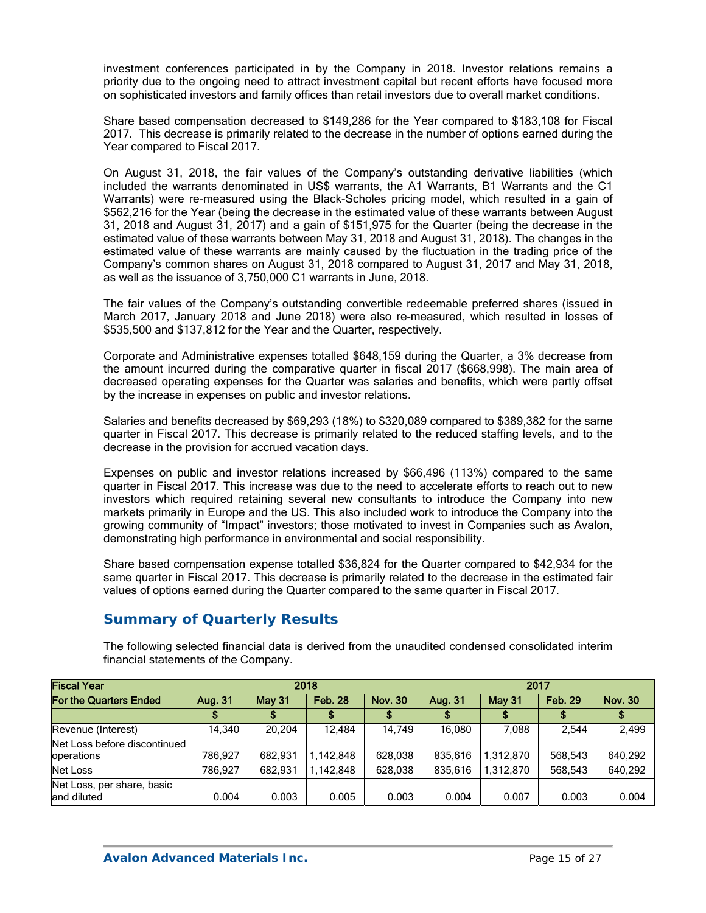investment conferences participated in by the Company in 2018. Investor relations remains a priority due to the ongoing need to attract investment capital but recent efforts have focused more on sophisticated investors and family offices than retail investors due to overall market conditions.

Share based compensation decreased to $149,286 for the Year compared to $183,108 for Fiscal 2017. This decrease is primarily related to the decrease in the number of options earned during the Year compared to Fiscal 2017.

On August 31, 2018, the fair values of the Company's outstanding derivative liabilities (which included the warrants denominated in US$ warrants, the A1 Warrants, B1 Warrants and the C1 Warrants) were re-measured using the Black-Scholes pricing model, which resulted in a gain of $562,216 for the Year (being the decrease in the estimated value of these warrants between August 31, 2018 and August 31, 2017) and a gain of $151,975 for the Quarter (being the decrease in the estimated value of these warrants between May 31, 2018 and August 31, 2018). The changes in the estimated value of these warrants are mainly caused by the fluctuation in the trading price of the Company's common shares on August 31, 2018 compared to August 31, 2017 and May 31, 2018, as well as the issuance of 3,750,000 C1 warrants in June, 2018.

The fair values of the Company's outstanding convertible redeemable preferred shares (issued in March 2017, January 2018 and June 2018) were also re-measured, which resulted in losses of $535,500 and $137,812 for the Year and the Quarter, respectively.

Corporate and Administrative expenses totalled $648,159 during the Quarter, a 3% decrease from the amount incurred during the comparative quarter in fiscal 2017 ($668,998). The main area of decreased operating expenses for the Quarter was salaries and benefits, which were partly offset by the increase in expenses on public and investor relations.

Salaries and benefits decreased by $69,293 (18%) to $320,089 compared to $389,382 for the same quarter in Fiscal 2017. This decrease is primarily related to the reduced staffing levels, and to the decrease in the provision for accrued vacation days.

Expenses on public and investor relations increased by $66,496 (113%) compared to the same quarter in Fiscal 2017. This increase was due to the need to accelerate efforts to reach out to new investors which required retaining several new consultants to introduce the Company into new markets primarily in Europe and the US. This also included work to introduce the Company into the growing community of "Impact" investors; those motivated to invest in Companies such as Avalon, demonstrating high performance in environmental and social responsibility.

Share based compensation expense totalled $36,824 for the Quarter compared to $42,934 for the same quarter in Fiscal 2017. This decrease is primarily related to the decrease in the estimated fair values of options earned during the Quarter compared to the same quarter in Fiscal 2017.

## Summary of Quarterly Results

The following selected financial data is derived from the unaudited condensed consolidated interim financial statements of the Company.

| Fiscal Year | 2018 | | | | 2017 | | | |
|---|---|---|---|---|---|---|---|---|
| For the Quarters Ended | Aug. 31 | May 31 | Feb. 28 | Nov. 30 | Aug. 31 | May 31 | Feb. 29 | Nov. 30 |
| | $ | $ | $ | $ | $ | $ | $ | $ |
| Revenue (Interest) | 14,340 | 20,204 | 12,484 | 14,749 | 16,080 | 7,088 | 2,544 | 2,499 |
| Net Loss before discontinued operations | 786,927 | 682,931 | 1,142,848 | 628,038 | 835,616 | 1,312,870 | 568,543 | 640,292 |
| Net Loss | 786,927 | 682,931 | 1,142,848 | 628,038 | 835,616 | 1,312,870 | 568,543 | 640,292 |
| Net Loss, per share, basic and diluted | 0.004 | 0.003 | 0.005 | 0.003 | 0.004 | 0.007 | 0.003 | 0.004 |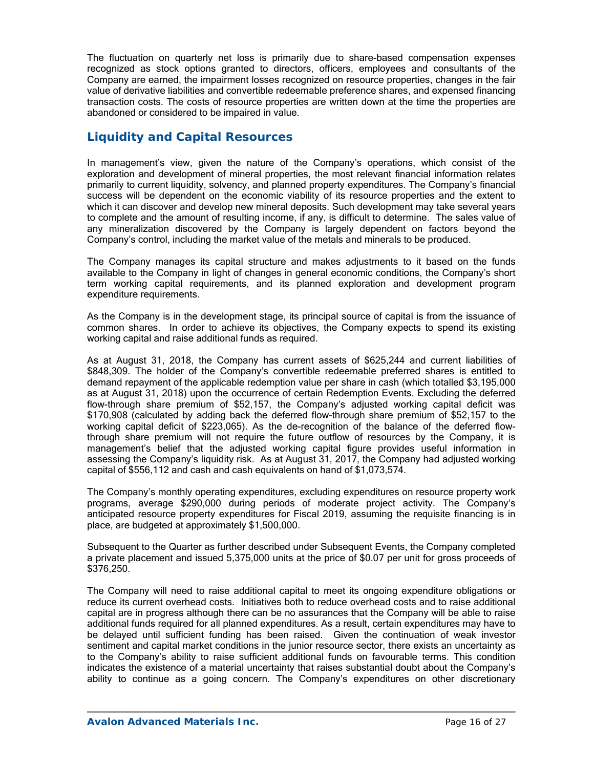The fluctuation on quarterly net loss is primarily due to share-based compensation expenses recognized as stock options granted to directors, officers, employees and consultants of the Company are earned, the impairment losses recognized on resource properties, changes in the fair value of derivative liabilities and convertible redeemable preference shares, and expensed financing transaction costs. The costs of resource properties are written down at the time the properties are abandoned or considered to be impaired in value.

## Liquidity and Capital Resources

In management's view, given the nature of the Company's operations, which consist of the exploration and development of mineral properties, the most relevant financial information relates primarily to current liquidity, solvency, and planned property expenditures. The Company's financial success will be dependent on the economic viability of its resource properties and the extent to which it can discover and develop new mineral deposits. Such development may take several years to complete and the amount of resulting income, if any, is difficult to determine. The sales value of any mineralization discovered by the Company is largely dependent on factors beyond the Company's control, including the market value of the metals and minerals to be produced.

The Company manages its capital structure and makes adjustments to it based on the funds available to the Company in light of changes in general economic conditions, the Company's short term working capital requirements, and its planned exploration and development program expenditure requirements.

As the Company is in the development stage, its principal source of capital is from the issuance of common shares. In order to achieve its objectives, the Company expects to spend its existing working capital and raise additional funds as required.

As at August 31, 2018, the Company has current assets of $625,244 and current liabilities of $848,309. The holder of the Company's convertible redeemable preferred shares is entitled to demand repayment of the applicable redemption value per share in cash (which totalled $3,195,000 as at August 31, 2018) upon the occurrence of certain Redemption Events. Excluding the deferred flow-through share premium of $52,157, the Company's adjusted working capital deficit was $170,908 (calculated by adding back the deferred flow-through share premium of $52,157 to the working capital deficit of $223,065). As the de-recognition of the balance of the deferred flow-through share premium will not require the future outflow of resources by the Company, it is management's belief that the adjusted working capital figure provides useful information in assessing the Company's liquidity risk. As at August 31, 2017, the Company had adjusted working capital of $556,112 and cash and cash equivalents on hand of $1,073,574.

The Company's monthly operating expenditures, excluding expenditures on resource property work programs, average $290,000 during periods of moderate project activity. The Company's anticipated resource property expenditures for Fiscal 2019, assuming the requisite financing is in place, are budgeted at approximately $1,500,000.

Subsequent to the Quarter as further described under Subsequent Events, the Company completed a private placement and issued 5,375,000 units at the price of $0.07 per unit for gross proceeds of $376,250.

The Company will need to raise additional capital to meet its ongoing expenditure obligations or reduce its current overhead costs. Initiatives both to reduce overhead costs and to raise additional capital are in progress although there can be no assurances that the Company will be able to raise additional funds required for all planned expenditures. As a result, certain expenditures may have to be delayed until sufficient funding has been raised. Given the continuation of weak investor sentiment and capital market conditions in the junior resource sector, there exists an uncertainty as to the Company's ability to raise sufficient additional funds on favourable terms. This condition indicates the existence of a material uncertainty that raises substantial doubt about the Company's ability to continue as a going concern. The Company's expenditures on other discretionary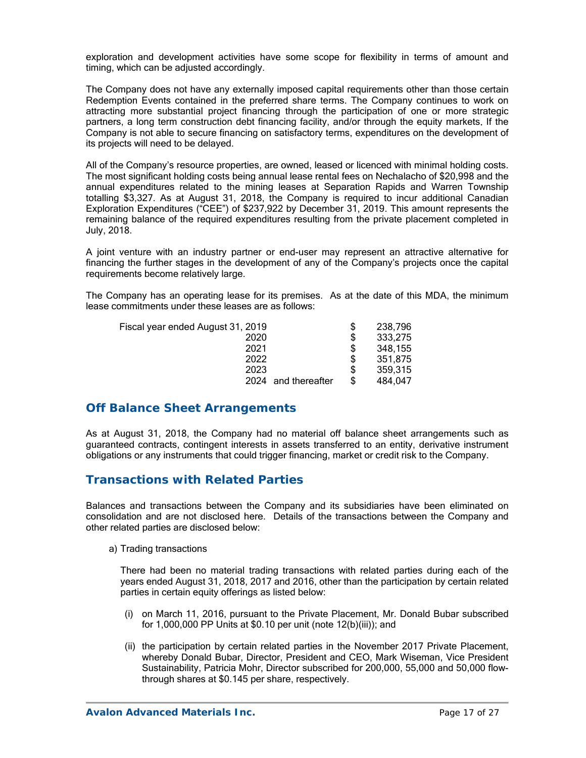exploration and development activities have some scope for flexibility in terms of amount and timing, which can be adjusted accordingly.

The Company does not have any externally imposed capital requirements other than those certain Redemption Events contained in the preferred share terms. The Company continues to work on attracting more substantial project financing through the participation of one or more strategic partners, a long term construction debt financing facility, and/or through the equity markets. If the Company is not able to secure financing on satisfactory terms, expenditures on the development of its projects will need to be delayed.

All of the Company's resource properties, are owned, leased or licenced with minimal holding costs. The most significant holding costs being annual lease rental fees on Nechalacho of $20,998 and the annual expenditures related to the mining leases at Separation Rapids and Warren Township totalling $3,327. As at August 31, 2018, the Company is required to incur additional Canadian Exploration Expenditures ("CEE") of $237,922 by December 31, 2019. This amount represents the remaining balance of the required expenditures resulting from the private placement completed in July, 2018.

A joint venture with an industry partner or end-user may represent an attractive alternative for financing the further stages in the development of any of the Company's projects once the capital requirements become relatively large.

The Company has an operating lease for its premises. As at the date of this MDA, the minimum lease commitments under these leases are as follows:

| | | |
|---|---|---|
| Fiscal year ended August 31, 2019 | $ | 238,796 |
| 2020 | $ | 333,275 |
| 2021 | $ | 348,155 |
| 2022 | $ | 351,875 |
| 2023 | $ | 359,315 |
| 2024 and thereafter | $ | 484,047 |

## Off Balance Sheet Arrangements

As at August 31, 2018, the Company had no material off balance sheet arrangements such as guaranteed contracts, contingent interests in assets transferred to an entity, derivative instrument obligations or any instruments that could trigger financing, market or credit risk to the Company.

## Transactions with Related Parties

Balances and transactions between the Company and its subsidiaries have been eliminated on consolidation and are not disclosed here. Details of the transactions between the Company and other related parties are disclosed below:

a) Trading transactions

There had been no material trading transactions with related parties during each of the years ended August 31, 2018, 2017 and 2016, other than the participation by certain related parties in certain equity offerings as listed below:

(i) on March 11, 2016, pursuant to the Private Placement, Mr. Donald Bubar subscribed for 1,000,000 PP Units at $0.10 per unit (note 12(b)(iii)); and

(ii) the participation by certain related parties in the November 2017 Private Placement, whereby Donald Bubar, Director, President and CEO, Mark Wiseman, Vice President Sustainability, Patricia Mohr, Director subscribed for 200,000, 55,000 and 50,000 flow-through shares at $0.145 per share, respectively.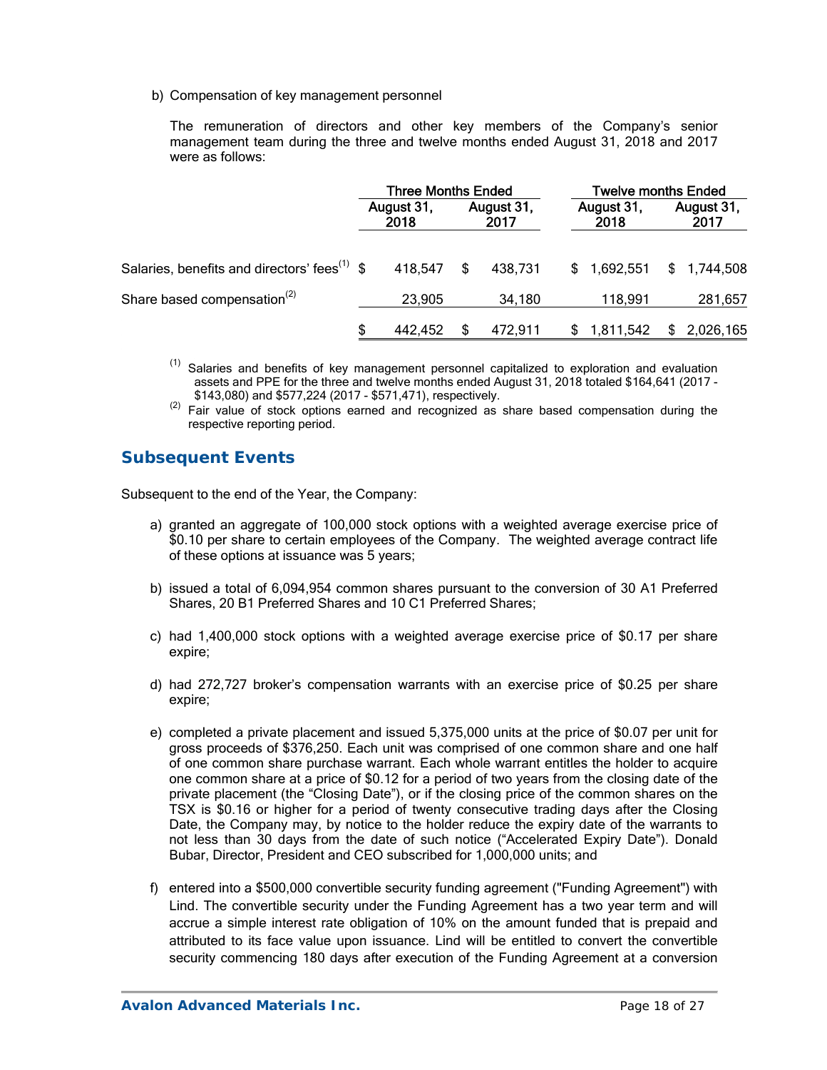b) Compensation of key management personnel

The remuneration of directors and other key members of the Company's senior management team during the three and twelve months ended August 31, 2018 and 2017 were as follows:

| | Three Months Ended | | Twelve months Ended | |
|---|---|---|---|---|
| | August 31, 2018 | August 31, 2017 | August 31, 2018 | August 31, 2017 |
| Salaries, benefits and directors' fees[(1)] | $ 418,547 | $ 438,731 | $ 1,692,551 | $ 1,744,508 |
| Share based compensation[(2)] | 23,905 | 34,180 | 118,991 | 281,657 |
| | $ 442,452 | $ 472,911 | $ 1,811,542 | $ 2,026,165 |

[(1)] Salaries and benefits of key management personnel capitalized to exploration and evaluation assets and PPE for the three and twelve months ended August 31, 2018 totaled $164,641 (2017 - $143,080) and $577,224 (2017 - $571,471), respectively.

[(2)] Fair value of stock options earned and recognized as share based compensation during the respective reporting period.

## Subsequent Events

Subsequent to the end of the Year, the Company:

a) granted an aggregate of 100,000 stock options with a weighted average exercise price of $0.10 per share to certain employees of the Company. The weighted average contract life of these options at issuance was 5 years;

b) issued a total of 6,094,954 common shares pursuant to the conversion of 30 A1 Preferred Shares, 20 B1 Preferred Shares and 10 C1 Preferred Shares;

c) had 1,400,000 stock options with a weighted average exercise price of $0.17 per share expire;

d) had 272,727 broker's compensation warrants with an exercise price of $0.25 per share expire;

e) completed a private placement and issued 5,375,000 units at the price of $0.07 per unit for gross proceeds of $376,250. Each unit was comprised of one common share and one half of one common share purchase warrant. Each whole warrant entitles the holder to acquire one common share at a price of $0.12 for a period of two years from the closing date of the private placement (the "Closing Date"), or if the closing price of the common shares on the TSX is $0.16 or higher for a period of twenty consecutive trading days after the Closing Date, the Company may, by notice to the holder reduce the expiry date of the warrants to not less than 30 days from the date of such notice ("Accelerated Expiry Date"). Donald Bubar, Director, President and CEO subscribed for 1,000,000 units; and

f) entered into a $500,000 convertible security funding agreement ("Funding Agreement") with Lind. The convertible security under the Funding Agreement has a two year term and will accrue a simple interest rate obligation of 10% on the amount funded that is prepaid and attributed to its face value upon issuance. Lind will be entitled to convert the convertible security commencing 180 days after execution of the Funding Agreement at a conversion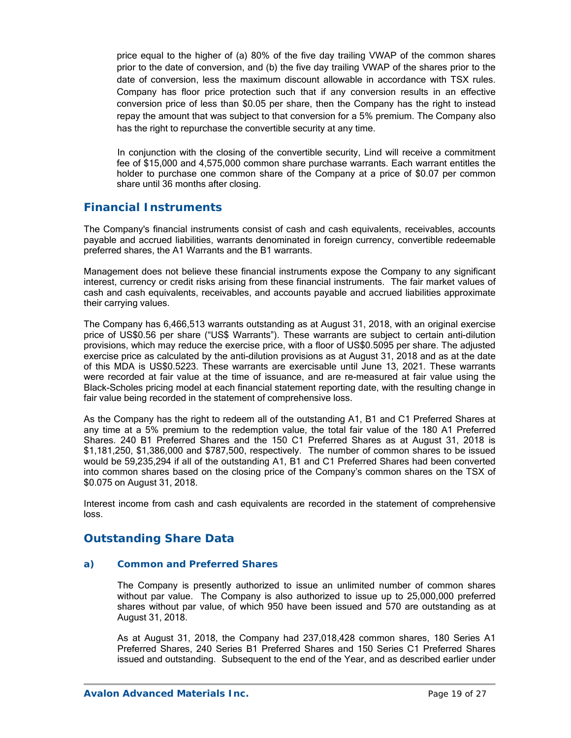price equal to the higher of (a) 80% of the five day trailing VWAP of the common shares prior to the date of conversion, and (b) the five day trailing VWAP of the shares prior to the date of conversion, less the maximum discount allowable in accordance with TSX rules. Company has floor price protection such that if any conversion results in an effective conversion price of less than $0.05 per share, then the Company has the right to instead repay the amount that was subject to that conversion for a 5% premium. The Company also has the right to repurchase the convertible security at any time.

In conjunction with the closing of the convertible security, Lind will receive a commitment fee of $15,000 and 4,575,000 common share purchase warrants. Each warrant entitles the holder to purchase one common share of the Company at a price of $0.07 per common share until 36 months after closing.

## Financial Instruments

The Company's financial instruments consist of cash and cash equivalents, receivables, accounts payable and accrued liabilities, warrants denominated in foreign currency, convertible redeemable preferred shares, the A1 Warrants and the B1 warrants.

Management does not believe these financial instruments expose the Company to any significant interest, currency or credit risks arising from these financial instruments. The fair market values of cash and cash equivalents, receivables, and accounts payable and accrued liabilities approximate their carrying values.

The Company has 6,466,513 warrants outstanding as at August 31, 2018, with an original exercise price of US$0.56 per share ("US$ Warrants"). These warrants are subject to certain anti-dilution provisions, which may reduce the exercise price, with a floor of US$0.5095 per share. The adjusted exercise price as calculated by the anti-dilution provisions as at August 31, 2018 and as at the date of this MDA is US$0.5223. These warrants are exercisable until June 13, 2021. These warrants were recorded at fair value at the time of issuance, and are re-measured at fair value using the Black-Scholes pricing model at each financial statement reporting date, with the resulting change in fair value being recorded in the statement of comprehensive loss.

As the Company has the right to redeem all of the outstanding A1, B1 and C1 Preferred Shares at any time at a 5% premium to the redemption value, the total fair value of the 180 A1 Preferred Shares. 240 B1 Preferred Shares and the 150 C1 Preferred Shares as at August 31, 2018 is $1,181,250, $1,386,000 and $787,500, respectively. The number of common shares to be issued would be 59,235,294 if all of the outstanding A1, B1 and C1 Preferred Shares had been converted into common shares based on the closing price of the Company's common shares on the TSX of $0.075 on August 31, 2018.

Interest income from cash and cash equivalents are recorded in the statement of comprehensive loss.

## Outstanding Share Data

### a) Common and Preferred Shares

The Company is presently authorized to issue an unlimited number of common shares without par value. The Company is also authorized to issue up to 25,000,000 preferred shares without par value, of which 950 have been issued and 570 are outstanding as at August 31, 2018.

As at August 31, 2018, the Company had 237,018,428 common shares, 180 Series A1 Preferred Shares, 240 Series B1 Preferred Shares and 150 Series C1 Preferred Shares issued and outstanding. Subsequent to the end of the Year, and as described earlier under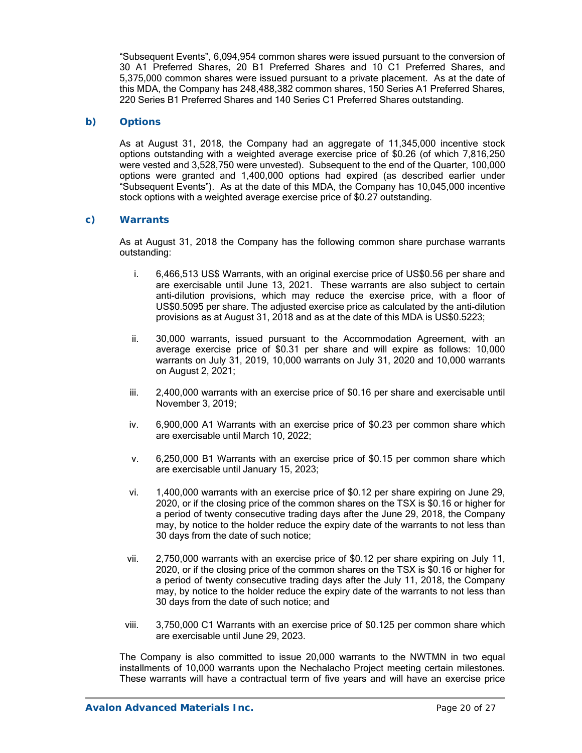"Subsequent Events", 6,094,954 common shares were issued pursuant to the conversion of 30 A1 Preferred Shares, 20 B1 Preferred Shares and 10 C1 Preferred Shares, and 5,375,000 common shares were issued pursuant to a private placement. As at the date of this MDA, the Company has 248,488,382 common shares, 150 Series A1 Preferred Shares, 220 Series B1 Preferred Shares and 140 Series C1 Preferred Shares outstanding.

### b) Options

As at August 31, 2018, the Company had an aggregate of 11,345,000 incentive stock options outstanding with a weighted average exercise price of $0.26 (of which 7,816,250 were vested and 3,528,750 were unvested). Subsequent to the end of the Quarter, 100,000 options were granted and 1,400,000 options had expired (as described earlier under "Subsequent Events"). As at the date of this MDA, the Company has 10,045,000 incentive stock options with a weighted average exercise price of $0.27 outstanding.

### c) Warrants

As at August 31, 2018 the Company has the following common share purchase warrants outstanding:

i. 6,466,513 US$ Warrants, with an original exercise price of US$0.56 per share and are exercisable until June 13, 2021. These warrants are also subject to certain anti-dilution provisions, which may reduce the exercise price, with a floor of US$0.5095 per share. The adjusted exercise price as calculated by the anti-dilution provisions as at August 31, 2018 and as at the date of this MDA is US$0.5223;

ii. 30,000 warrants, issued pursuant to the Accommodation Agreement, with an average exercise price of $0.31 per share and will expire as follows: 10,000 warrants on July 31, 2019, 10,000 warrants on July 31, 2020 and 10,000 warrants on August 2, 2021;

iii. 2,400,000 warrants with an exercise price of $0.16 per share and exercisable until November 3, 2019;

iv. 6,900,000 A1 Warrants with an exercise price of $0.23 per common share which are exercisable until March 10, 2022;

v. 6,250,000 B1 Warrants with an exercise price of $0.15 per common share which are exercisable until January 15, 2023;

vi. 1,400,000 warrants with an exercise price of $0.12 per share expiring on June 29, 2020, or if the closing price of the common shares on the TSX is $0.16 or higher for a period of twenty consecutive trading days after the June 29, 2018, the Company may, by notice to the holder reduce the expiry date of the warrants to not less than 30 days from the date of such notice;

vii. 2,750,000 warrants with an exercise price of $0.12 per share expiring on July 11, 2020, or if the closing price of the common shares on the TSX is $0.16 or higher for a period of twenty consecutive trading days after the July 11, 2018, the Company may, by notice to the holder reduce the expiry date of the warrants to not less than 30 days from the date of such notice; and

viii. 3,750,000 C1 Warrants with an exercise price of $0.125 per common share which are exercisable until June 29, 2023.

The Company is also committed to issue 20,000 warrants to the NWTMN in two equal installments of 10,000 warrants upon the Nechalacho Project meeting certain milestones. These warrants will have a contractual term of five years and will have an exercise price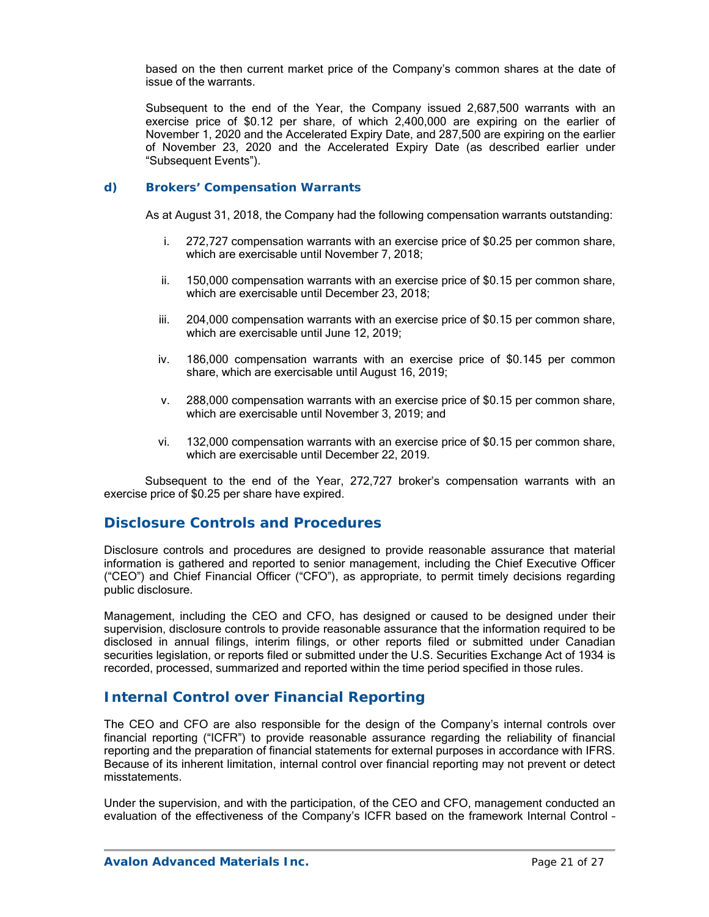based on the then current market price of the Company's common shares at the date of issue of the warrants.

Subsequent to the end of the Year, the Company issued 2,687,500 warrants with an exercise price of $0.12 per share, of which 2,400,000 are expiring on the earlier of November 1, 2020 and the Accelerated Expiry Date, and 287,500 are expiring on the earlier of November 23, 2020 and the Accelerated Expiry Date (as described earlier under "Subsequent Events").

### d) Brokers' Compensation Warrants

As at August 31, 2018, the Company had the following compensation warrants outstanding:

i. 272,727 compensation warrants with an exercise price of $0.25 per common share, which are exercisable until November 7, 2018;

ii. 150,000 compensation warrants with an exercise price of $0.15 per common share, which are exercisable until December 23, 2018;

iii. 204,000 compensation warrants with an exercise price of $0.15 per common share, which are exercisable until June 12, 2019;

iv. 186,000 compensation warrants with an exercise price of $0.145 per common share, which are exercisable until August 16, 2019;

v. 288,000 compensation warrants with an exercise price of $0.15 per common share, which are exercisable until November 3, 2019; and

vi. 132,000 compensation warrants with an exercise price of $0.15 per common share, which are exercisable until December 22, 2019.

Subsequent to the end of the Year, 272,727 broker's compensation warrants with an exercise price of $0.25 per share have expired.

## Disclosure Controls and Procedures

Disclosure controls and procedures are designed to provide reasonable assurance that material information is gathered and reported to senior management, including the Chief Executive Officer ("CEO") and Chief Financial Officer ("CFO"), as appropriate, to permit timely decisions regarding public disclosure.

Management, including the CEO and CFO, has designed or caused to be designed under their supervision, disclosure controls to provide reasonable assurance that the information required to be disclosed in annual filings, interim filings, or other reports filed or submitted under Canadian securities legislation, or reports filed or submitted under the U.S. Securities Exchange Act of 1934 is recorded, processed, summarized and reported within the time period specified in those rules.

## Internal Control over Financial Reporting

The CEO and CFO are also responsible for the design of the Company's internal controls over financial reporting ("ICFR") to provide reasonable assurance regarding the reliability of financial reporting and the preparation of financial statements for external purposes in accordance with IFRS. Because of its inherent limitation, internal control over financial reporting may not prevent or detect misstatements.

Under the supervision, and with the participation, of the CEO and CFO, management conducted an evaluation of the effectiveness of the Company's ICFR based on the framework Internal Control –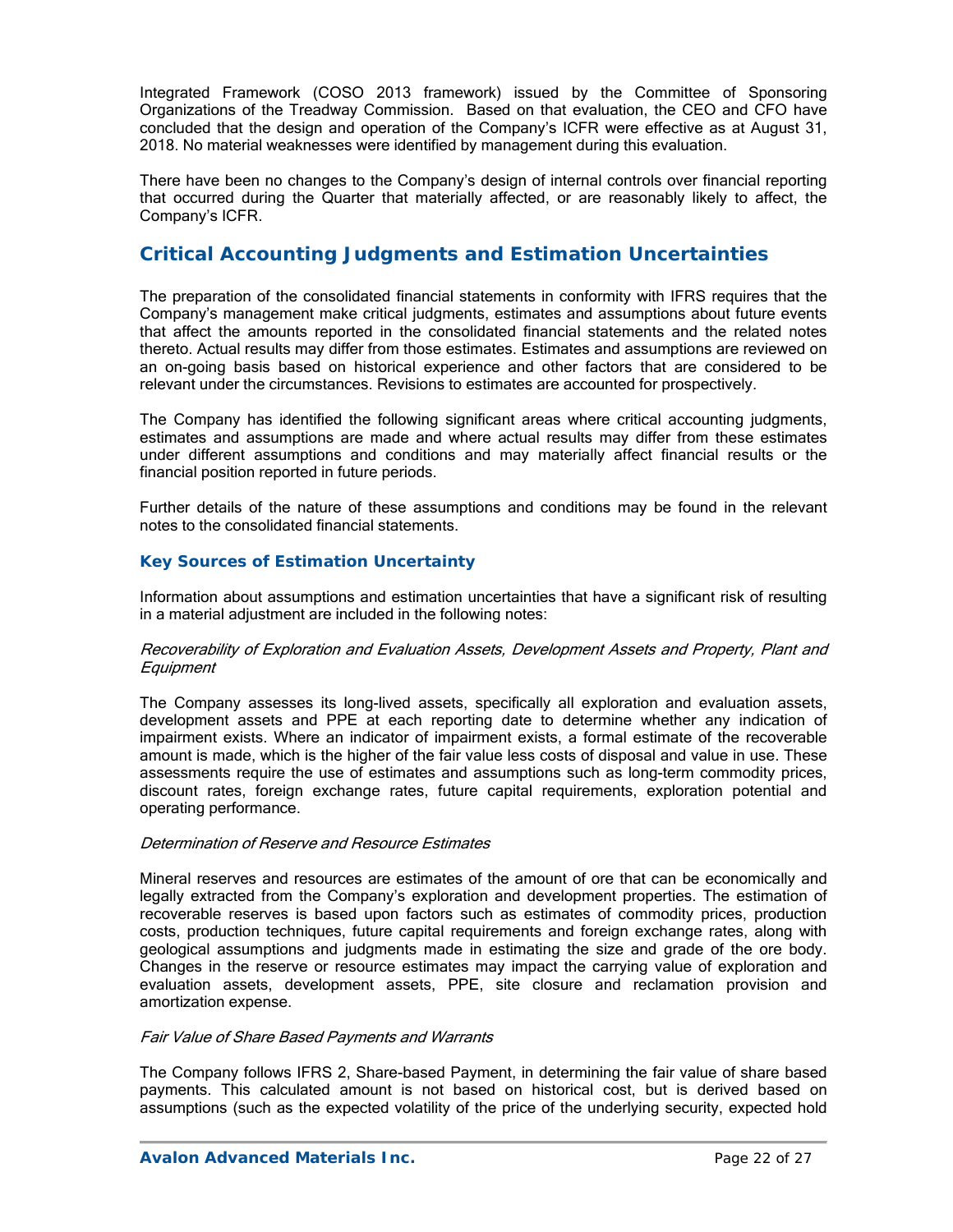Integrated Framework (COSO 2013 framework) issued by the Committee of Sponsoring Organizations of the Treadway Commission. Based on that evaluation, the CEO and CFO have concluded that the design and operation of the Company's ICFR were effective as at August 31, 2018. No material weaknesses were identified by management during this evaluation.

There have been no changes to the Company's design of internal controls over financial reporting that occurred during the Quarter that materially affected, or are reasonably likely to affect, the Company's ICFR.

## Critical Accounting Judgments and Estimation Uncertainties

The preparation of the consolidated financial statements in conformity with IFRS requires that the Company's management make critical judgments, estimates and assumptions about future events that affect the amounts reported in the consolidated financial statements and the related notes thereto. Actual results may differ from those estimates. Estimates and assumptions are reviewed on an on-going basis based on historical experience and other factors that are considered to be relevant under the circumstances. Revisions to estimates are accounted for prospectively.

The Company has identified the following significant areas where critical accounting judgments, estimates and assumptions are made and where actual results may differ from these estimates under different assumptions and conditions and may materially affect financial results or the financial position reported in future periods.

Further details of the nature of these assumptions and conditions may be found in the relevant notes to the consolidated financial statements.

### Key Sources of Estimation Uncertainty

Information about assumptions and estimation uncertainties that have a significant risk of resulting in a material adjustment are included in the following notes:

*Recoverability of Exploration and Evaluation Assets, Development Assets and Property, Plant and Equipment*

The Company assesses its long-lived assets, specifically all exploration and evaluation assets, development assets and PPE at each reporting date to determine whether any indication of impairment exists. Where an indicator of impairment exists, a formal estimate of the recoverable amount is made, which is the higher of the fair value less costs of disposal and value in use. These assessments require the use of estimates and assumptions such as long-term commodity prices, discount rates, foreign exchange rates, future capital requirements, exploration potential and operating performance.

*Determination of Reserve and Resource Estimates*

Mineral reserves and resources are estimates of the amount of ore that can be economically and legally extracted from the Company's exploration and development properties. The estimation of recoverable reserves is based upon factors such as estimates of commodity prices, production costs, production techniques, future capital requirements and foreign exchange rates, along with geological assumptions and judgments made in estimating the size and grade of the ore body. Changes in the reserve or resource estimates may impact the carrying value of exploration and evaluation assets, development assets, PPE, site closure and reclamation provision and amortization expense.

*Fair Value of Share Based Payments and Warrants*

The Company follows IFRS 2, Share-based Payment, in determining the fair value of share based payments. This calculated amount is not based on historical cost, but is derived based on assumptions (such as the expected volatility of the price of the underlying security, expected hold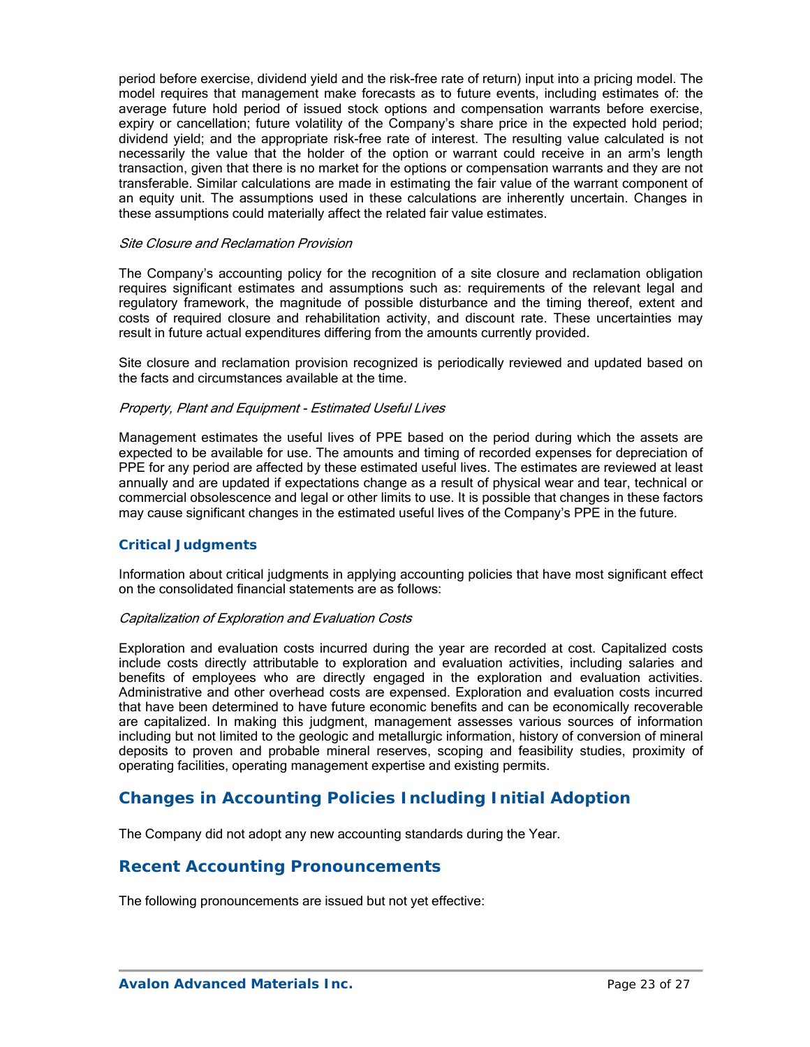period before exercise, dividend yield and the risk-free rate of return) input into a pricing model. The model requires that management make forecasts as to future events, including estimates of: the average future hold period of issued stock options and compensation warrants before exercise, expiry or cancellation; future volatility of the Company's share price in the expected hold period; dividend yield; and the appropriate risk-free rate of interest. The resulting value calculated is not necessarily the value that the holder of the option or warrant could receive in an arm's length transaction, given that there is no market for the options or compensation warrants and they are not transferable. Similar calculations are made in estimating the fair value of the warrant component of an equity unit. The assumptions used in these calculations are inherently uncertain. Changes in these assumptions could materially affect the related fair value estimates.

*Site Closure and Reclamation Provision*

The Company's accounting policy for the recognition of a site closure and reclamation obligation requires significant estimates and assumptions such as: requirements of the relevant legal and regulatory framework, the magnitude of possible disturbance and the timing thereof, extent and costs of required closure and rehabilitation activity, and discount rate. These uncertainties may result in future actual expenditures differing from the amounts currently provided.

Site closure and reclamation provision recognized is periodically reviewed and updated based on the facts and circumstances available at the time.

*Property, Plant and Equipment - Estimated Useful Lives*

Management estimates the useful lives of PPE based on the period during which the assets are expected to be available for use. The amounts and timing of recorded expenses for depreciation of PPE for any period are affected by these estimated useful lives. The estimates are reviewed at least annually and are updated if expectations change as a result of physical wear and tear, technical or commercial obsolescence and legal or other limits to use. It is possible that changes in these factors may cause significant changes in the estimated useful lives of the Company's PPE in the future.

### Critical Judgments

Information about critical judgments in applying accounting policies that have most significant effect on the consolidated financial statements are as follows:

*Capitalization of Exploration and Evaluation Costs*

Exploration and evaluation costs incurred during the year are recorded at cost. Capitalized costs include costs directly attributable to exploration and evaluation activities, including salaries and benefits of employees who are directly engaged in the exploration and evaluation activities. Administrative and other overhead costs are expensed. Exploration and evaluation costs incurred that have been determined to have future economic benefits and can be economically recoverable are capitalized. In making this judgment, management assesses various sources of information including but not limited to the geologic and metallurgic information, history of conversion of mineral deposits to proven and probable mineral reserves, scoping and feasibility studies, proximity of operating facilities, operating management expertise and existing permits.

## Changes in Accounting Policies Including Initial Adoption

The Company did not adopt any new accounting standards during the Year.

## Recent Accounting Pronouncements

The following pronouncements are issued but not yet effective: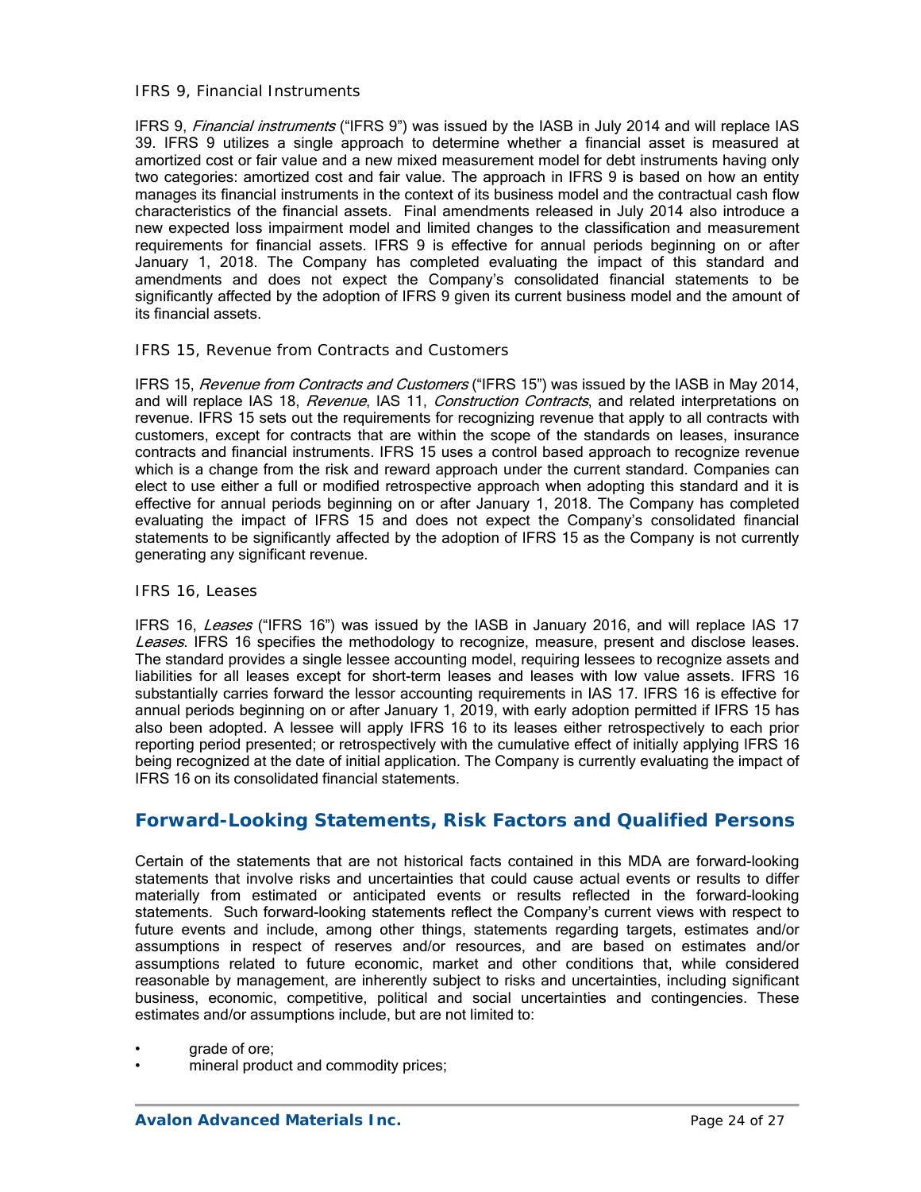### IFRS 9, Financial Instruments

IFRS 9, *Financial instruments* ("IFRS 9") was issued by the IASB in July 2014 and will replace IAS 39. IFRS 9 utilizes a single approach to determine whether a financial asset is measured at amortized cost or fair value and a new mixed measurement model for debt instruments having only two categories: amortized cost and fair value. The approach in IFRS 9 is based on how an entity manages its financial instruments in the context of its business model and the contractual cash flow characteristics of the financial assets. Final amendments released in July 2014 also introduce a new expected loss impairment model and limited changes to the classification and measurement requirements for financial assets. IFRS 9 is effective for annual periods beginning on or after January 1, 2018. The Company has completed evaluating the impact of this standard and amendments and does not expect the Company's consolidated financial statements to be significantly affected by the adoption of IFRS 9 given its current business model and the amount of its financial assets.

### IFRS 15, Revenue from Contracts and Customers

IFRS 15, *Revenue from Contracts and Customers* ("IFRS 15") was issued by the IASB in May 2014, and will replace IAS 18, *Revenue*, IAS 11, *Construction Contracts*, and related interpretations on revenue. IFRS 15 sets out the requirements for recognizing revenue that apply to all contracts with customers, except for contracts that are within the scope of the standards on leases, insurance contracts and financial instruments. IFRS 15 uses a control based approach to recognize revenue which is a change from the risk and reward approach under the current standard. Companies can elect to use either a full or modified retrospective approach when adopting this standard and it is effective for annual periods beginning on or after January 1, 2018. The Company has completed evaluating the impact of IFRS 15 and does not expect the Company's consolidated financial statements to be significantly affected by the adoption of IFRS 15 as the Company is not currently generating any significant revenue.

### IFRS 16, Leases

IFRS 16, *Leases* ("IFRS 16") was issued by the IASB in January 2016, and will replace IAS 17 *Leases*. IFRS 16 specifies the methodology to recognize, measure, present and disclose leases. The standard provides a single lessee accounting model, requiring lessees to recognize assets and liabilities for all leases except for short-term leases and leases with low value assets. IFRS 16 substantially carries forward the lessor accounting requirements in IAS 17. IFRS 16 is effective for annual periods beginning on or after January 1, 2019, with early adoption permitted if IFRS 15 has also been adopted. A lessee will apply IFRS 16 to its leases either retrospectively to each prior reporting period presented; or retrospectively with the cumulative effect of initially applying IFRS 16 being recognized at the date of initial application. The Company is currently evaluating the impact of IFRS 16 on its consolidated financial statements.

## Forward-Looking Statements, Risk Factors and Qualified Persons

Certain of the statements that are not historical facts contained in this MDA are forward-looking statements that involve risks and uncertainties that could cause actual events or results to differ materially from estimated or anticipated events or results reflected in the forward-looking statements. Such forward-looking statements reflect the Company's current views with respect to future events and include, among other things, statements regarding targets, estimates and/or assumptions in respect of reserves and/or resources, and are based on estimates and/or assumptions related to future economic, market and other conditions that, while considered reasonable by management, are inherently subject to risks and uncertainties, including significant business, economic, competitive, political and social uncertainties and contingencies. These estimates and/or assumptions include, but are not limited to:

- grade of ore;
- mineral product and commodity prices;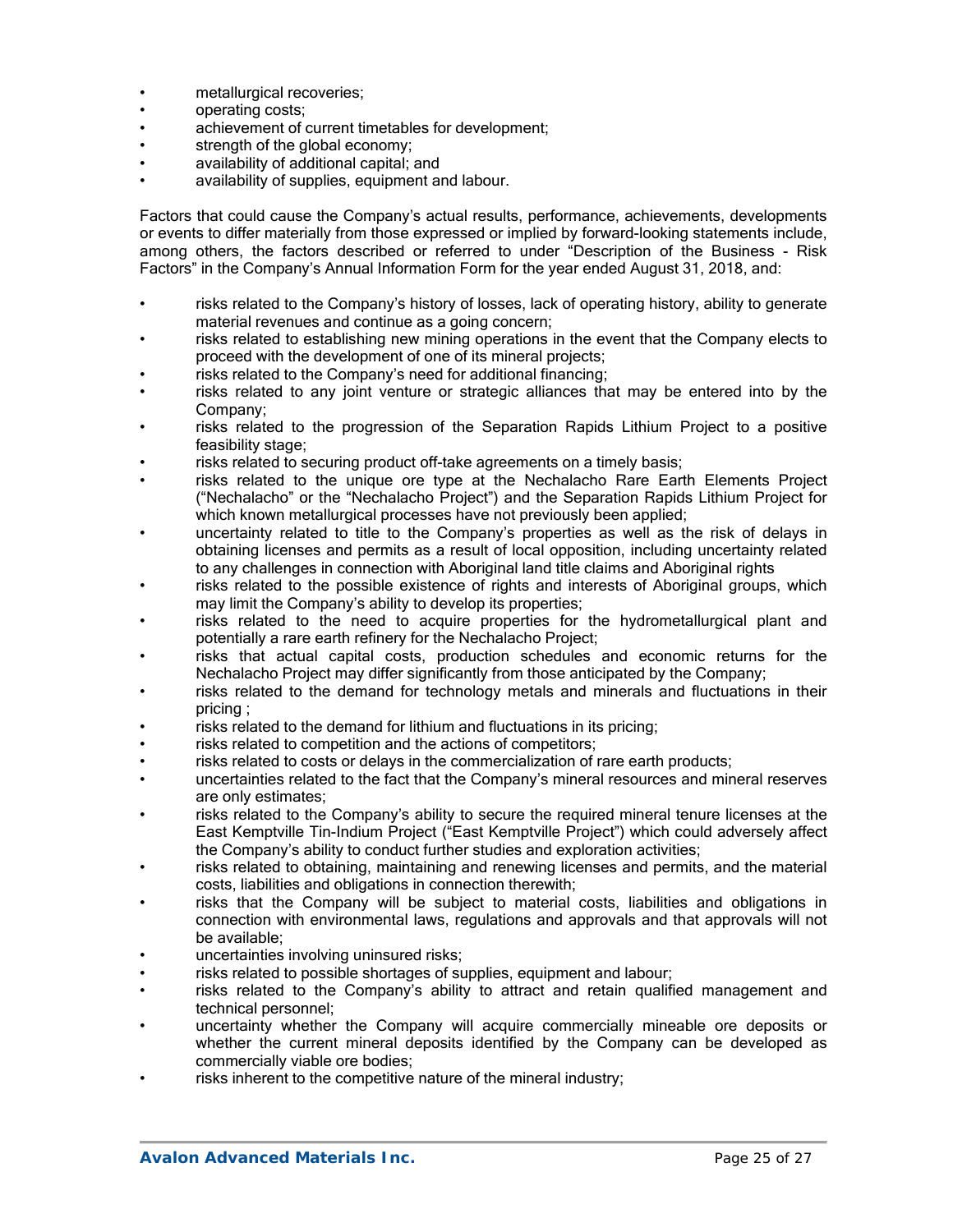- metallurgical recoveries;
- operating costs;
- achievement of current timetables for development;
- strength of the global economy;
- availability of additional capital; and
- availability of supplies, equipment and labour.

Factors that could cause the Company's actual results, performance, achievements, developments or events to differ materially from those expressed or implied by forward-looking statements include, among others, the factors described or referred to under "Description of the Business - Risk Factors" in the Company's Annual Information Form for the year ended August 31, 2018, and:

- risks related to the Company's history of losses, lack of operating history, ability to generate material revenues and continue as a going concern;
- risks related to establishing new mining operations in the event that the Company elects to proceed with the development of one of its mineral projects;
- risks related to the Company's need for additional financing;
- risks related to any joint venture or strategic alliances that may be entered into by the Company;
- risks related to the progression of the Separation Rapids Lithium Project to a positive feasibility stage;
- risks related to securing product off-take agreements on a timely basis;
- risks related to the unique ore type at the Nechalacho Rare Earth Elements Project ("Nechalacho" or the "Nechalacho Project") and the Separation Rapids Lithium Project for which known metallurgical processes have not previously been applied;
- uncertainty related to title to the Company's properties as well as the risk of delays in obtaining licenses and permits as a result of local opposition, including uncertainty related to any challenges in connection with Aboriginal land title claims and Aboriginal rights
- risks related to the possible existence of rights and interests of Aboriginal groups, which may limit the Company's ability to develop its properties;
- risks related to the need to acquire properties for the hydrometallurgical plant and potentially a rare earth refinery for the Nechalacho Project;
- risks that actual capital costs, production schedules and economic returns for the Nechalacho Project may differ significantly from those anticipated by the Company;
- risks related to the demand for technology metals and minerals and fluctuations in their pricing ;
- risks related to the demand for lithium and fluctuations in its pricing;
- risks related to competition and the actions of competitors;
- risks related to costs or delays in the commercialization of rare earth products;
- uncertainties related to the fact that the Company's mineral resources and mineral reserves are only estimates;
- risks related to the Company's ability to secure the required mineral tenure licenses at the East Kemptville Tin-Indium Project ("East Kemptville Project") which could adversely affect the Company's ability to conduct further studies and exploration activities;
- risks related to obtaining, maintaining and renewing licenses and permits, and the material costs, liabilities and obligations in connection therewith;
- risks that the Company will be subject to material costs, liabilities and obligations in connection with environmental laws, regulations and approvals and that approvals will not be available;
- uncertainties involving uninsured risks;
- risks related to possible shortages of supplies, equipment and labour;
- risks related to the Company's ability to attract and retain qualified management and technical personnel;
- uncertainty whether the Company will acquire commercially mineable ore deposits or whether the current mineral deposits identified by the Company can be developed as commercially viable ore bodies;
- risks inherent to the competitive nature of the mineral industry;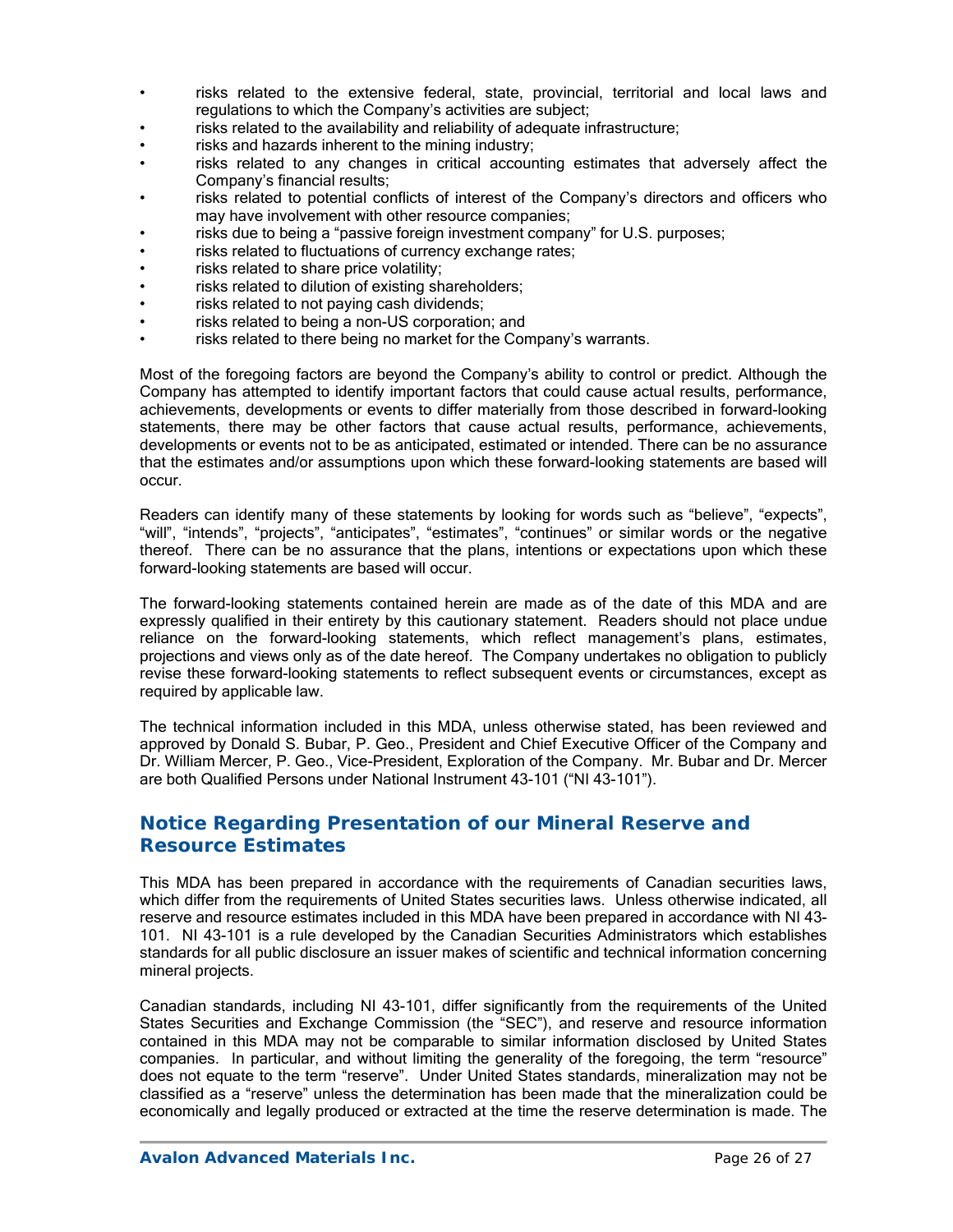- risks related to the extensive federal, state, provincial, territorial and local laws and regulations to which the Company's activities are subject;
- risks related to the availability and reliability of adequate infrastructure;
- risks and hazards inherent to the mining industry;
- risks related to any changes in critical accounting estimates that adversely affect the Company's financial results;
- risks related to potential conflicts of interest of the Company's directors and officers who may have involvement with other resource companies;
- risks due to being a "passive foreign investment company" for U.S. purposes;
- risks related to fluctuations of currency exchange rates;
- risks related to share price volatility;
- risks related to dilution of existing shareholders;
- risks related to not paying cash dividends;
- risks related to being a non-US corporation; and
- risks related to there being no market for the Company's warrants.

Most of the foregoing factors are beyond the Company's ability to control or predict. Although the Company has attempted to identify important factors that could cause actual results, performance, achievements, developments or events to differ materially from those described in forward-looking statements, there may be other factors that cause actual results, performance, achievements, developments or events not to be as anticipated, estimated or intended. There can be no assurance that the estimates and/or assumptions upon which these forward-looking statements are based will occur.

Readers can identify many of these statements by looking for words such as "believe", "expects", "will", "intends", "projects", "anticipates", "estimates", "continues" or similar words or the negative thereof. There can be no assurance that the plans, intentions or expectations upon which these forward-looking statements are based will occur.

The forward-looking statements contained herein are made as of the date of this MDA and are expressly qualified in their entirety by this cautionary statement. Readers should not place undue reliance on the forward-looking statements, which reflect management's plans, estimates, projections and views only as of the date hereof. The Company undertakes no obligation to publicly revise these forward-looking statements to reflect subsequent events or circumstances, except as required by applicable law.

The technical information included in this MDA, unless otherwise stated, has been reviewed and approved by Donald S. Bubar, P. Geo., President and Chief Executive Officer of the Company and Dr. William Mercer, P. Geo., Vice-President, Exploration of the Company. Mr. Bubar and Dr. Mercer are both Qualified Persons under National Instrument 43-101 ("NI 43-101").

## Notice Regarding Presentation of our Mineral Reserve and Resource Estimates

This MDA has been prepared in accordance with the requirements of Canadian securities laws, which differ from the requirements of United States securities laws. Unless otherwise indicated, all reserve and resource estimates included in this MDA have been prepared in accordance with NI 43-101. NI 43-101 is a rule developed by the Canadian Securities Administrators which establishes standards for all public disclosure an issuer makes of scientific and technical information concerning mineral projects.

Canadian standards, including NI 43-101, differ significantly from the requirements of the United States Securities and Exchange Commission (the "SEC"), and reserve and resource information contained in this MDA may not be comparable to similar information disclosed by United States companies. In particular, and without limiting the generality of the foregoing, the term "resource" does not equate to the term "reserve". Under United States standards, mineralization may not be classified as a "reserve" unless the determination has been made that the mineralization could be economically and legally produced or extracted at the time the reserve determination is made. The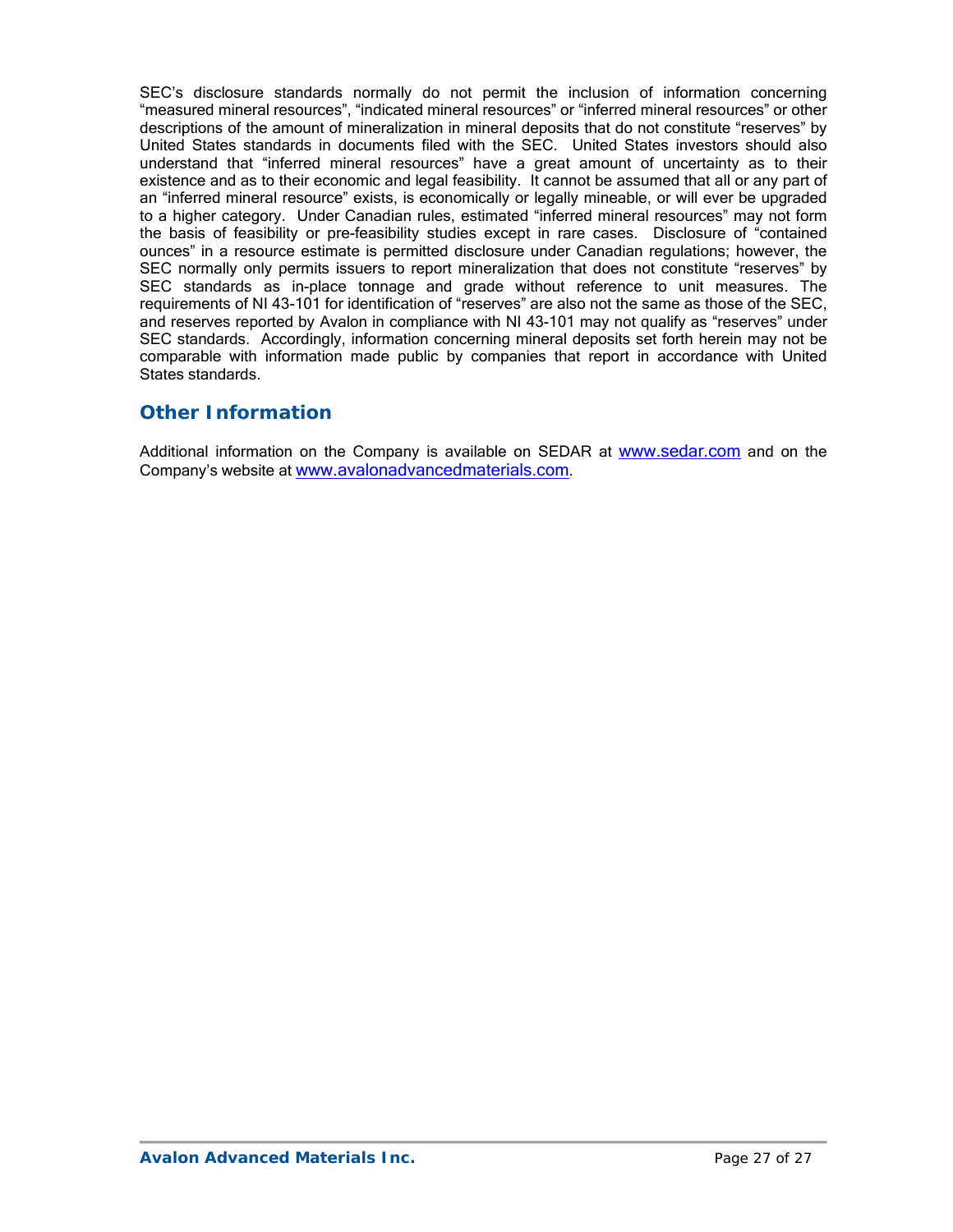SEC's disclosure standards normally do not permit the inclusion of information concerning "measured mineral resources", "indicated mineral resources" or "inferred mineral resources" or other descriptions of the amount of mineralization in mineral deposits that do not constitute "reserves" by United States standards in documents filed with the SEC. United States investors should also understand that "inferred mineral resources" have a great amount of uncertainty as to their existence and as to their economic and legal feasibility. It cannot be assumed that all or any part of an "inferred mineral resource" exists, is economically or legally mineable, or will ever be upgraded to a higher category. Under Canadian rules, estimated "inferred mineral resources" may not form the basis of feasibility or pre-feasibility studies except in rare cases. Disclosure of "contained ounces" in a resource estimate is permitted disclosure under Canadian regulations; however, the SEC normally only permits issuers to report mineralization that does not constitute "reserves" by SEC standards as in-place tonnage and grade without reference to unit measures. The requirements of NI 43-101 for identification of "reserves" are also not the same as those of the SEC, and reserves reported by Avalon in compliance with NI 43-101 may not qualify as "reserves" under SEC standards. Accordingly, information concerning mineral deposits set forth herein may not be comparable with information made public by companies that report in accordance with United States standards.

## Other Information

Additional information on the Company is available on SEDAR at www.sedar.com and on the Company's website at www.avalonadvancedmaterials.com.